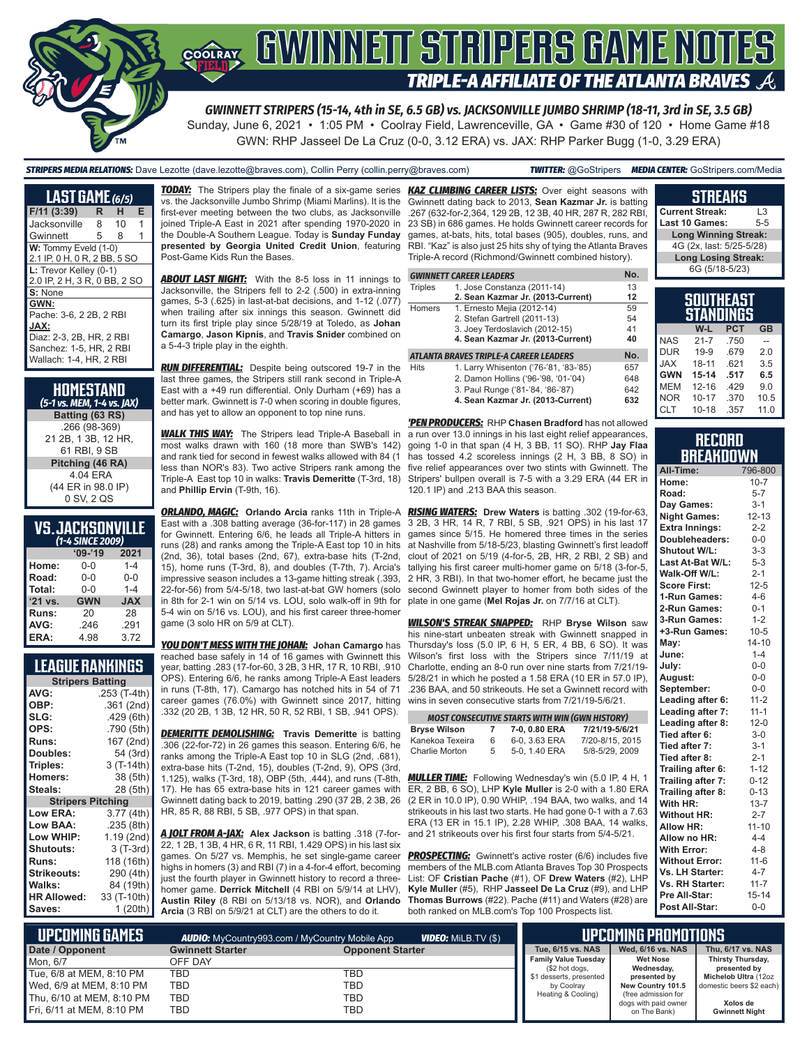# GWINNETT STRIPERS GAME NOTES

## TRIPLE-A AFFILIATE OF THE ATLANTA BRAVES

**GWINNETT STRIPERS (15-14, 4th in SE, 6.5 GB) vs. JACKSONVILLE JUMBO SHRIMP (18-11, 3rd in SE, 3.5 GB)**

Sunday, June 6, 2021 • 1:05 PM • Coolray Field, Lawrenceville, GA • Game #30 of 120 • Home Game #18

GWN: RHP Jasseel De La Cruz (0-0, 3.12 ERA) vs. JAX: RHP Parker Bugg (1-0, 3.29 ERA)

**STRIPERS MEDIA RELATIONS:** Dave Lezotte (dave.lezotte@braves.com), Collin Perry (collin.perry@braves.com) **TWITTER:** @GoStripers **MEDIA CENTER:** GoStripers.com/Media

## LAST GAME (6/5)

| F/11 (3:39) | R | H | E |
|---|---|---|---|
| Jacksonville | 8 | 10 | 1 |
| Gwinnett | 5 | 8 | 1 |

**W:** Tommy Eveld (1-0)
2.1 IP, 0 H, 0 R, 2 BB, 5 SO

**L:** Trevor Kelley (0-1)
2.0 IP, 2 H, 3 R, 0 BB, 2 SO

**S:** None

**GWN:**
Pache: 3-6, 2 2B, 2 RBI

**JAX:**
Diaz: 2-3, 2B, HR, 2 RBI
Sanchez: 1-5, HR, 2 RBI
Wallach: 1-4, HR, 2 RBI

## HOMESTAND
*(5-1 vs. MEM, 1-4 vs. JAX)*

**Batting (63 RS)**
.266 (98-369)
21 2B, 1 3B, 12 HR,
61 RBI, 9 SB

**Pitching (46 RA)**
4.04 ERA
(44 ER in 98.0 IP)
0 SV, 2 QS

## VS. JACKSONVILLE
*(1-4 SINCE 2009)*

| | '09-'19 | 2021 |
|---|---|---|
| Home: | 0-0 | 1-4 |
| Road: | 0-0 | 0-0 |
| Total: | 0-0 | 1-4 |
| '21 vs. | GWN | JAX |
| Runs: | 20 | 28 |
| AVG: | .246 | .291 |
| ERA: | 4.98 | 3.72 |

## LEAGUE RANKINGS

| Stripers Batting | |
|---|---|
| AVG: | .253 (T-4th) |
| OBP: | .361 (2nd) |
| SLG: | .429 (6th) |
| OPS: | .790 (5th) |
| Runs: | 167 (2nd) |
| Doubles: | 54 (3rd) |
| Triples: | 3 (T-14th) |
| Homers: | 38 (5th) |
| Steals: | 28 (5th) |
| **Stripers Pitching** | |
| Low ERA: | 3.77 (4th) |
| Low BAA: | .235 (8th) |
| Low WHIP: | 1.19 (2nd) |
| Shutouts: | 3 (T-3rd) |
| Runs: | 118 (16th) |
| Strikeouts: | 290 (4th) |
| Walks: | 84 (19th) |
| HR Allowed: | 33 (T-10th) |
| Saves: | 1 (20th) |

***TODAY:*** The Stripers play the finale of a six-game series vs. the Jacksonville Jumbo Shrimp (Miami Marlins). It is the first-ever meeting between the two clubs, as Jacksonville joined Triple-A East in 2021 after spending 1970-2020 in the Double-A Southern League. Today is **Sunday Funday presented by Georgia United Credit Union**, featuring Post-Game Kids Run the Bases.

***ABOUT LAST NIGHT:*** With the 8-5 loss in 11 innings to Jacksonville, the Stripers fell to 2-2 (.500) in extra-inning games, 5-3 (.625) in last-at-bat decisions, and 1-12 (.077) when trailing after six innings this season. Gwinnett did turn its first triple play since 5/28/19 at Toledo, as **Johan Camargo**, **Jason Kipnis**, and **Travis Snider** combined on a 5-4-3 triple play in the eighth.

***RUN DIFFERENTIAL:*** Despite being outscored 19-7 in the last three games, the Stripers still rank second in Triple-A East with a +49 run differential. Only Durham (+69) has a better mark. Gwinnett is 7-0 when scoring in double figures, and has yet to allow an opponent to top nine runs.

***WALK THIS WAY:*** The Stripers lead Triple-A Baseball in most walks drawn with 160 (18 more than SWB's 142) and rank tied for second in fewest walks allowed with 84 (1 less than NOR's 83). Two active Stripers rank among the Triple-A East top 10 in walks: **Travis Demeritte** (T-3rd, 18) and **Phillip Ervin** (T-9th, 16).

***ORLANDO, MAGIC:*** **Orlando Arcia** ranks 11th in Triple-A East with a .308 batting average (36-for-117) in 28 games for Gwinnett. Entering 6/6, he leads all Triple-A hitters in runs (28) and ranks among the Triple-A East top 10 in hits (2nd, 36), total bases (2nd, 67), extra-base hits (T-2nd, 15), home runs (T-3rd, 8), and doubles (T-7th, 7). Arcia's impressive season includes a 13-game hitting streak (.393, 22-for-56) from 5/4-5/18, two last-at-bat GW homers (solo in 8th for 2-1 win on 5/14 vs. LOU, solo walk-off in 9th for 5-4 win on 5/16 vs. LOU), and his first career three-homer game (3 solo HR on 5/9 at CLT).

***YOU DON'T MESS WITH THE JOHAN:*** **Johan Camargo** has reached base safely in 14 of 16 games with Gwinnett this year, batting .283 (17-for-60, 3 2B, 3 HR, 17 R, 10 RBI, .910 OPS). Entering 6/6, he ranks among Triple-A East leaders in runs (T-8th, 17). Camargo has notched hits in 54 of 71 career games (76.0%) with Gwinnett since 2017, hitting .332 (20 2B, 1 3B, 12 HR, 50 R, 52 RBI, 1 SB, .941 OPS).

***DEMERITTE DEMOLISHING:*** **Travis Demeritte** is batting .306 (22-for-72) in 26 games this season. Entering 6/6, he ranks among the Triple-A East top 10 in SLG (2nd, .681), extra-base hits (T-2nd, 15), doubles (T-2nd, 9), OPS (3rd, 1.125), walks (T-3rd, 18), OBP (5th, .444), and runs (T-8th, 17). He has 65 extra-base hits in 121 career games with Gwinnett dating back to 2019, batting .290 (37 2B, 2 3B, 26 HR, 85 R, 88 RBI, 5 SB, .977 OPS) in that span.

***A JOLT FROM A-JAX:*** **Alex Jackson** is batting .318 (7-for-22, 1 2B, 1 3B, 4 HR, 6 R, 11 RBI, 1.429 OPS) in his last six games. On 5/27 vs. Memphis, he set single-game career highs in homers (3) and RBI (7) in a 4-for-4 effort, becoming just the fourth player in Gwinnett history to record a three-homer game. **Derrick Mitchell** (4 RBI on 5/9/14 at LHV), **Austin Riley** (8 RBI on 5/13/18 vs. NOR), and **Orlando Arcia** (3 RBI on 5/21/21 at CLT) are the others to do it.

***KAZ CLIMBING CAREER LISTS:*** Over eight seasons with Gwinnett dating back to 2013, **Sean Kazmar Jr.** is batting .267 (632-for-2,364, 129 2B, 12 3B, 40 HR, 287 R, 282 RBI, 23 SB) in 686 games. He holds Gwinnett career records for games, at-bats, hits, total bases (905), doubles, runs, and RBI. "Kaz" is also just 25 hits shy of tying the Atlanta Braves Triple-A record (Richmond/Gwinnett combined history).

| GWINNETT CAREER LEADERS | | No. |
|---|---|---|
| Triples | 1. Jose Constanza (2011-14) | 13 |
| | **2. Sean Kazmar Jr. (2013-Current)** | **12** |
| Homers | 1. Ernesto Mejia (2012-14) | 59 |
| | 2. Stefan Gartrell (2011-13) | 54 |
| | 3. Joey Terdoslavich (2012-15) | 41 |
| | **4. Sean Kazmar Jr. (2013-Current)** | **40** |
| **ATLANTA BRAVES TRIPLE-A CAREER LEADERS** | | **No.** |
| Hits | 1. Larry Whisenton ('76-'81, '83-'85) | 657 |
| | 2. Damon Hollins ('96-'98, '01-'04) | 648 |
| | 3. Paul Runge ('81-'84, '86-'87) | 642 |
| | **4. Sean Kazmar Jr. (2013-Current)** | **632** |

***'PEN PRODUCERS:*** RHP **Chasen Bradford** has not allowed a run over 13.0 innings in his last eight relief appearances, going 1-0 in that span (4 H, 3 BB, 11 SO). RHP **Jay Flaa** has tossed 4.2 scoreless innings (2 H, 3 BB, 8 SO) in five relief appearances over two stints with Gwinnett. The Stripers' bullpen overall is 7-5 with a 3.29 ERA (44 ER in 120.1 IP) and .213 BAA this season.

***RISING WATERS:*** **Drew Waters** is batting .302 (19-for-63, 3 2B, 3 HR, 14 R, 7 RBI, 5 SB, .921 OPS) in his last 17 games since 5/15. He homered three times in the series at Nashville from 5/18-5/23, blasting Gwinnett's first leadoff clout of 2021 on 5/19 (4-for-5, 2B, HR, 2 RBI, 2 SB) and tallying his first career multi-homer game on 5/18 (3-for-5, 2 HR, 3 RBI). In that two-homer effort, he became just the second Gwinnett player to homer from both sides of the plate in one game (**Mel Rojas Jr.** on 7/7/16 at CLT).

***WILSON'S STREAK SNAPPED:*** RHP **Bryse Wilson** saw his nine-start unbeaten streak with Gwinnett snapped in Thursday's loss (5.0 IP, 6 H, 5 ER, 4 BB, 6 SO). It was Wilson's first loss with the Stripers since 7/11/19 at Charlotte, ending an 8-0 run over nine starts from 7/21/19-5/28/21 in which he posted a 1.58 ERA (10 ER in 57.0 IP), .236 BAA, and 50 strikeouts. He set a Gwinnett record with wins in seven consecutive starts from 7/21/19-5/6/21.

| MOST CONSECUTIVE STARTS WITH WIN (GWN HISTORY) | | | |
|---|---|---|---|
| **Bryse Wilson** | **7** | **7-0, 0.80 ERA** | **7/21/19-5/6/21** |
| Kanekoa Texeira | 6 | 6-0, 3.63 ERA | 7/20-8/15, 2015 |
| Charlie Morton | 5 | 5-0, 1.40 ERA | 5/8-5/29, 2009 |

***MULLER TIME:*** Following Wednesday's win (5.0 IP, 4 H, 1 ER, 2 BB, 6 SO), LHP **Kyle Muller** is 2-0 with a 1.80 ERA (2 ER in 10.0 IP), 0.90 WHIP, .194 BAA, two walks, and 14 strikeouts in his last two starts. He had gone 0-1 with a 7.63 ERA (13 ER in 15.1 IP), 2.28 WHIP, .308 BAA, 14 walks, and 21 strikeouts over his first four starts from 5/4-5/21.

***PROSPECTING:*** Gwinnett's active roster (6/6) includes five members of the MLB.com Atlanta Braves Top 30 Prospects List: OF **Cristian Pache** (#1), OF **Drew Waters** (#2), LHP **Kyle Muller** (#5), RHP **Jasseel De La Cruz** (#9), and LHP **Thomas Burrows** (#22). Pache (#11) and Waters (#28) are both ranked on MLB.com's Top 100 Prospects List.

## STREAKS

| | |
|---|---|
| Current Streak: | L3 |
| Last 10 Games: | 5-5 |
| **Long Winning Streak:** | |
| 4G (2x, last: 5/25-5/28) | |
| **Long Losing Streak:** | |
| 6G (5/18-5/23) | |

## SOUTHEAST STANDINGS

| | W-L | PCT | GB |
|---|---|---|---|
| NAS | 21-7 | .750 | -- |
| DUR | 19-9 | .679 | 2.0 |
| JAX | 18-11 | .621 | 3.5 |
| **GWN** | **15-14** | **.517** | **6.5** |
| MEM | 12-16 | .429 | 9.0 |
| NOR | 10-17 | .370 | 10.5 |
| CLT | 10-18 | .357 | 11.0 |

## RECORD BREAKDOWN

| | |
|---|---|
| All-Time: | 796-800 |
| Home: | 10-7 |
| Road: | 5-7 |
| Day Games: | 3-1 |
| Night Games: | 12-13 |
| Extra Innings: | 2-2 |
| Doubleheaders: | 0-0 |
| Shutout W/L: | 3-3 |
| Last At-Bat W/L: | 5-3 |
| Walk-Off W/L: | 2-1 |
| Score First: | 12-5 |
| 1-Run Games: | 4-6 |
| 2-Run Games: | 0-1 |
| 3-Run Games: | 1-2 |
| +3-Run Games: | 10-5 |
| May: | 14-10 |
| June: | 1-4 |
| July: | 0-0 |
| August: | 0-0 |
| September: | 0-0 |
| Leading after 6: | 11-2 |
| Leading after 7: | 11-1 |
| Leading after 8: | 12-0 |
| Tied after 6: | 3-0 |
| Tied after 7: | 3-1 |
| Tied after 8: | 2-1 |
| Trailing after 6: | 1-12 |
| Trailing after 7: | 0-12 |
| Trailing after 8: | 0-13 |
| With HR: | 13-7 |
| Without HR: | 2-7 |
| Allow HR: | 11-10 |
| Allow no HR: | 4-4 |
| With Error: | 4-8 |
| Without Error: | 11-6 |
| Vs. LH Starter: | 4-7 |
| Vs. RH Starter: | 11-7 |
| Pre All-Star: | 15-14 |
| Post All-Star: | 0-0 |

## UPCOMING GAMES

**AUDIO:** MyCountry993.com / MyCountry Mobile App **VIDEO:** MiLB.TV ($)

| Date / Opponent | Gwinnett Starter | Opponent Starter |
|---|---|---|
| Mon, 6/7 | OFF DAY | |
| Tue, 6/8 at MEM, 8:10 PM | TBD | TBD |
| Wed, 6/9 at MEM, 8:10 PM | TBD | TBD |
| Thu, 6/10 at MEM, 8:10 PM | TBD | TBD |
| Fri, 6/11 at MEM, 8:10 PM | TBD | TBD |

## UPCOMING PROMOTIONS

| Tue, 6/15 vs. NAS | Wed, 6/16 vs. NAS | Thu, 6/17 vs. NAS |
|---|---|---|
| **Family Value Tuesday** ($2 hot dogs, $1 desserts, presented by Coolray Heating & Cooling) | **Wet Nose Wednesday, presented by New Country 101.5** (free admission for dogs with paid owner on The Bank) | **Thirsty Thursday, presented by Michelob Ultra** (12oz domestic beers $2 each) **Xolos de Gwinnett Night** |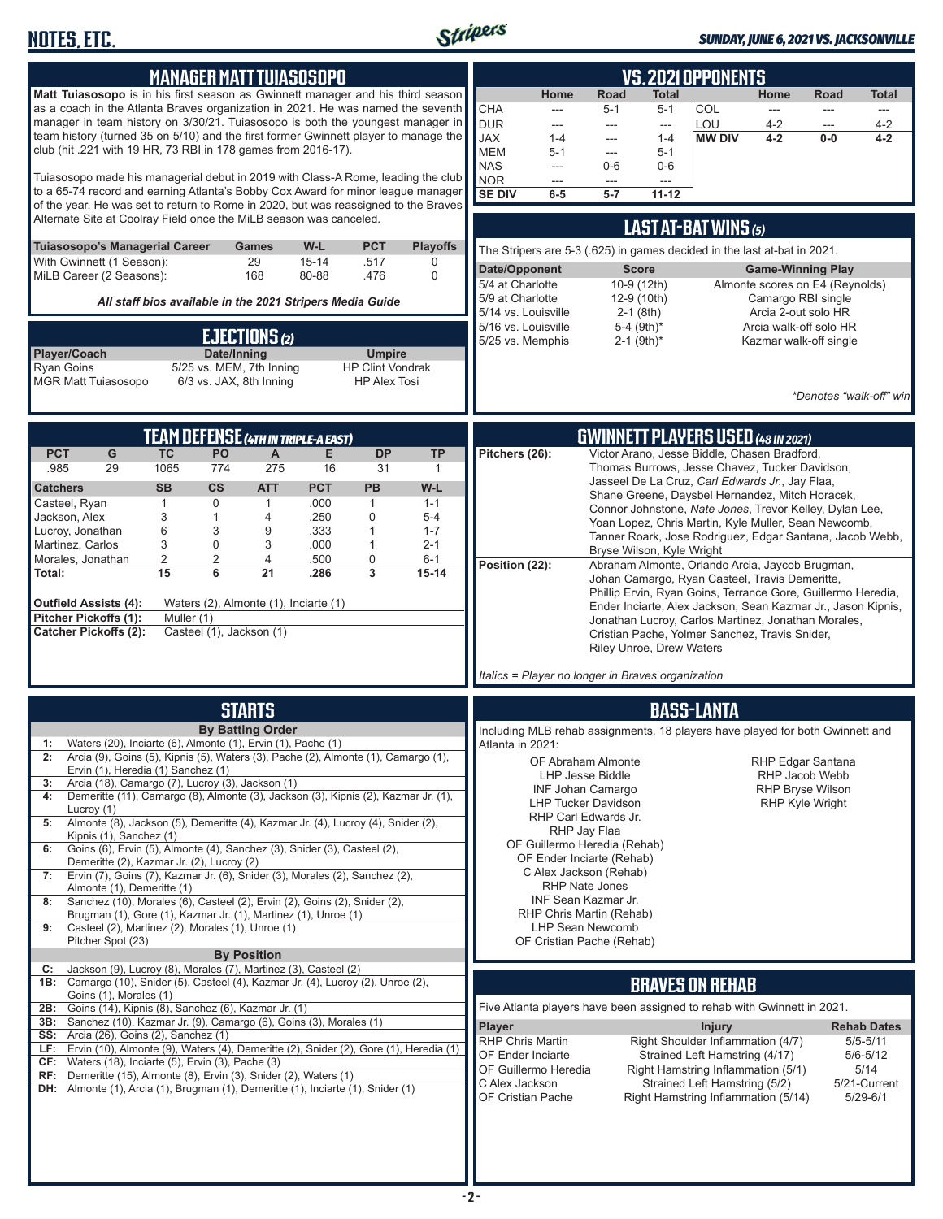## MANAGER MATT TUIASOSOPO

**Matt Tuiasosopo** is in his first season as Gwinnett manager and his third season as a coach in the Atlanta Braves organization in 2021. He was named the seventh manager in team history on 3/30/21. Tuiasosopo is both the youngest manager in team history (turned 35 on 5/10) and the first former Gwinnett player to manage the club (hit .221 with 19 HR, 73 RBI in 178 games from 2016-17).

Tuiasosopo made his managerial debut in 2019 with Class-A Rome, leading the club to a 65-74 record and earning Atlanta's Bobby Cox Award for minor league manager of the year. He was set to return to Rome in 2020, but was reassigned to the Braves Alternate Site at Coolray Field once the MiLB season was canceled.

| Tuiasosopo's Managerial Career | Games | W-L | PCT | Playoffs |
|---|---|---|---|---|
| With Gwinnett (1 Season): | 29 | 15-14 | .517 | 0 |
| MiLB Career (2 Seasons): | 168 | 80-88 | .476 | 0 |

***All staff bios available in the 2021 Stripers Media Guide***

## EJECTIONS (2)

| Player/Coach | Date/Inning | Umpire |
|---|---|---|
| Ryan Goins | 5/25 vs. MEM, 7th Inning | HP Clint Vondrak |
| MGR Matt Tuiasosopo | 6/3 vs. JAX, 8th Inning | HP Alex Tosi |

## VS. 2021 OPPONENTS

| | Home | Road | Total | | Home | Road | Total |
|---|---|---|---|---|---|---|---|
| CHA | --- | 5-1 | 5-1 | COL | --- | --- | --- |
| DUR | --- | --- | --- | LOU | 4-2 | --- | 4-2 |
| JAX | 1-4 | --- | 1-4 | **MW DIV** | **4-2** | **0-0** | **4-2** |
| MEM | 5-1 | --- | 5-1 | | | | |
| NAS | --- | 0-6 | 0-6 | | | | |
| NOR | --- | --- | --- | | | | |
| **SE DIV** | **6-5** | **5-7** | **11-12** | | | | |

## LAST AT-BAT WINS (5)

The Stripers are 5-3 (.625) in games decided in the last at-bat in 2021.

| Date/Opponent | Score | Game-Winning Play |
|---|---|---|
| 5/4 at Charlotte | 10-9 (12th) | Almonte scores on E4 (Reynolds) |
| 5/9 at Charlotte | 12-9 (10th) | Camargo RBI single |
| 5/14 vs. Louisville | 2-1 (8th) | Arcia 2-out solo HR |
| 5/16 vs. Louisville | 5-4 (9th)* | Arcia walk-off solo HR |
| 5/25 vs. Memphis | 2-1 (9th)* | Kazmar walk-off single |

*\*Denotes "walk-off" win*

## TEAM DEFENSE (4TH IN TRIPLE-A EAST)

| PCT | G | TC | PO | A | E | DP | TP |
|---|---|---|---|---|---|---|---|
| .985 | 29 | 1065 | 774 | 275 | 16 | 31 | 1 |

| Catchers | SB | CS | ATT | PCT | PB | W-L |
|---|---|---|---|---|---|---|
| Casteel, Ryan | 1 | 0 | 1 | .000 | 1 | 1-1 |
| Jackson, Alex | 3 | 1 | 4 | .250 | 0 | 5-4 |
| Lucroy, Jonathan | 6 | 3 | 9 | .333 | 1 | 1-7 |
| Martinez, Carlos | 3 | 0 | 3 | .000 | 1 | 2-1 |
| Morales, Jonathan | 2 | 2 | 4 | .500 | 0 | 6-1 |
| **Total:** | **15** | **6** | **21** | **.286** | **3** | **15-14** |

**Outfield Assists (4):** Waters (2), Almonte (1), Inciarte (1)
**Pitcher Pickoffs (1):** Muller (1)
**Catcher Pickoffs (2):** Casteel (1), Jackson (1)

## GWINNETT PLAYERS USED (48 IN 2021)

**Pitchers (26):** Victor Arano, Jesse Biddle, Chasen Bradford, Thomas Burrows, Jesse Chavez, Tucker Davidson, Jasseel De La Cruz, *Carl Edwards Jr.*, Jay Flaa, Shane Greene, Daysbel Hernandez, Mitch Horacek, Connor Johnstone, *Nate Jones*, Trevor Kelley, Dylan Lee, Yoan Lopez, Chris Martin, Kyle Muller, Sean Newcomb, Tanner Roark, Jose Rodriguez, Edgar Santana, Jacob Webb, Bryse Wilson, Kyle Wright

**Position (22):** Abraham Almonte, Orlando Arcia, Jaycob Brugman, Johan Camargo, Ryan Casteel, Travis Demeritte, Phillip Ervin, Ryan Goins, Terrance Gore, Guillermo Heredia, Ender Inciarte, Alex Jackson, Sean Kazmar Jr., Jason Kipnis, Jonathan Lucroy, Carlos Martinez, Jonathan Morales, Cristian Pache, Yolmer Sanchez, Travis Snider, Riley Unroe, Drew Waters

*Italics = Player no longer in Braves organization*

## STARTS

**By Batting Order**

- **1:** Waters (20), Inciarte (6), Almonte (1), Ervin (1), Pache (1)
- **2:** Arcia (9), Goins (5), Kipnis (5), Waters (3), Pache (2), Almonte (1), Camargo (1), Ervin (1), Heredia (1) Sanchez (1)
- **3:** Arcia (18), Camargo (7), Lucroy (3), Jackson (1)
- **4:** Demeritte (11), Camargo (8), Almonte (3), Jackson (3), Kipnis (2), Kazmar Jr. (1), Lucroy (1)
- **5:** Almonte (8), Jackson (5), Demeritte (4), Kazmar Jr. (4), Lucroy (4), Snider (2), Kipnis (1), Sanchez (1)
- **6:** Goins (6), Ervin (5), Almonte (4), Sanchez (3), Snider (3), Casteel (2), Demeritte (2), Kazmar Jr. (2), Lucroy (2)
- **7:** Ervin (7), Goins (7), Kazmar Jr. (6), Snider (3), Morales (2), Sanchez (2), Almonte (1), Demeritte (1)
- **8:** Sanchez (10), Morales (6), Casteel (2), Ervin (2), Goins (2), Snider (2), Brugman (1), Gore (1), Kazmar Jr. (1), Martinez (1), Unroe (1)
- **9:** Casteel (2), Martinez (2), Morales (1), Unroe (1) Pitcher Spot (23)

**By Position**

- **C:** Jackson (9), Lucroy (8), Morales (7), Martinez (3), Casteel (2)
- **1B:** Camargo (10), Snider (5), Casteel (4), Kazmar Jr. (4), Lucroy (2), Unroe (2), Goins (1), Morales (1)
- **2B:** Goins (14), Kipnis (8), Sanchez (6), Kazmar Jr. (1)
- **3B:** Sanchez (10), Kazmar Jr. (9), Camargo (6), Goins (3), Morales (1)
- **SS:** Arcia (26), Goins (2), Sanchez (1)
- **LF:** Ervin (10), Almonte (9), Waters (4), Demeritte (2), Snider (2), Gore (1), Heredia (1)
- **CF:** Waters (18), Inciarte (5), Ervin (3), Pache (3)
- **RF:** Demeritte (15), Almonte (8), Ervin (3), Snider (2), Waters (1)
- **DH:** Almonte (1), Arcia (1), Brugman (1), Demeritte (1), Inciarte (1), Snider (1)

## BASS-LANTA

Including MLB rehab assignments, 18 players have played for both Gwinnett and Atlanta in 2021:

- OF Abraham Almonte
- LHP Jesse Biddle
- INF Johan Camargo
- LHP Tucker Davidson
- RHP Carl Edwards Jr.
- RHP Jay Flaa
- OF Guillermo Heredia (Rehab)
- OF Ender Inciarte (Rehab)
- C Alex Jackson (Rehab)
- RHP Nate Jones
- INF Sean Kazmar Jr.
- RHP Chris Martin (Rehab)
- LHP Sean Newcomb
- OF Cristian Pache (Rehab)
- RHP Edgar Santana
- RHP Jacob Webb
- RHP Bryse Wilson
- RHP Kyle Wright

## BRAVES ON REHAB

Five Atlanta players have been assigned to rehab with Gwinnett in 2021.

| Player | Injury | Rehab Dates |
|---|---|---|
| RHP Chris Martin | Right Shoulder Inflammation (4/7) | 5/5-5/11 |
| OF Ender Inciarte | Strained Left Hamstring (4/17) | 5/6-5/12 |
| OF Guillermo Heredia | Right Hamstring Inflammation (5/1) | 5/14 |
| C Alex Jackson | Strained Left Hamstring (5/2) | 5/21-Current |
| OF Cristian Pache | Right Hamstring Inflammation (5/14) | 5/29-6/1 |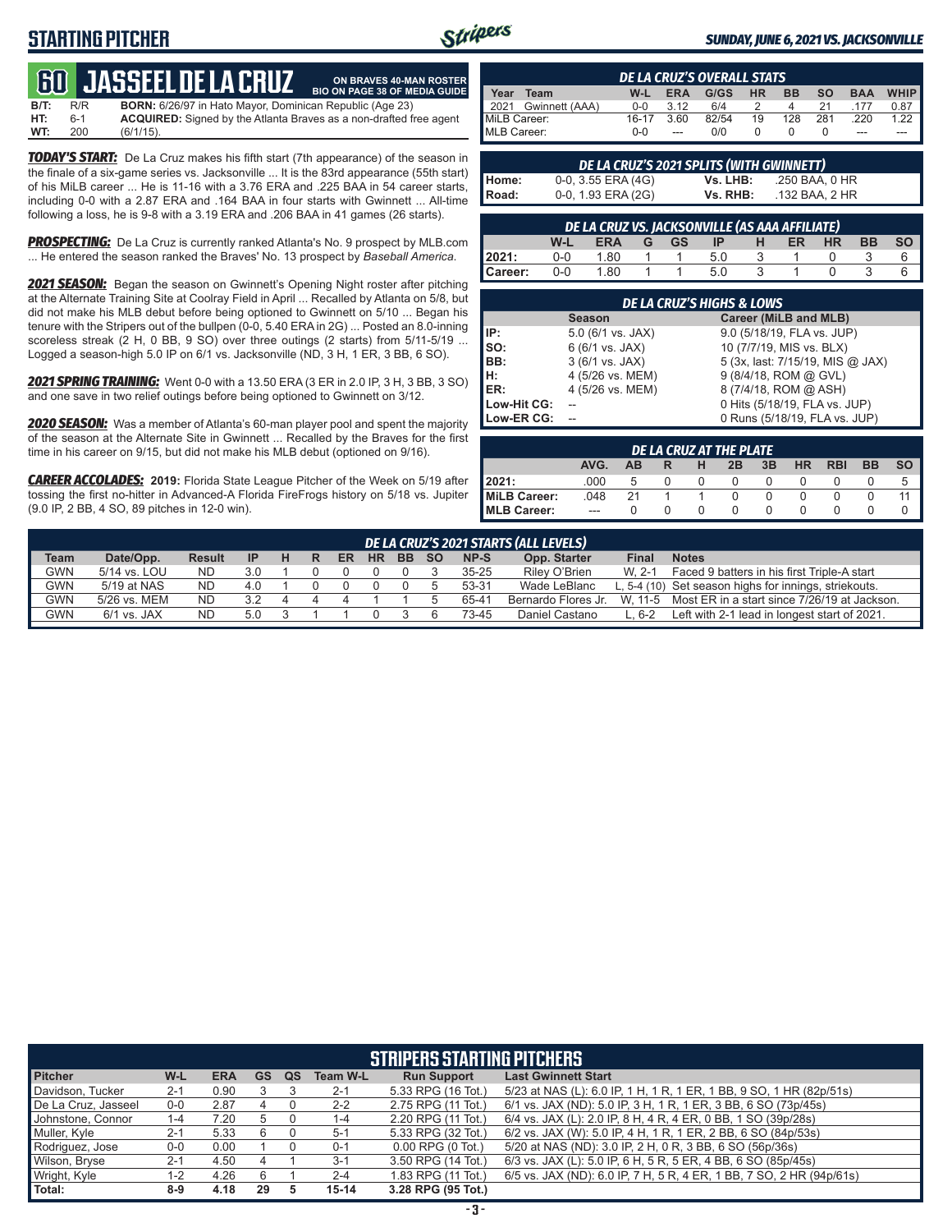# STARTING PITCHER

**SUNDAY, JUNE 6, 2021 VS. JACKSONVILLE**

## 60 JASSEEL DE LA CRUZ

ON BRAVES 40-MAN ROSTER
BIO ON PAGE 38 OF MEDIA GUIDE

**B/T:** R/R **BORN:** 6/26/97 in Hato Mayor, Dominican Republic (Age 23)
**HT:** 6-1 **ACQUIRED:** Signed by the Atlanta Braves as a non-drafted free agent
**WT:** 200 (6/1/15).

***TODAY'S START:*** De La Cruz makes his fifth start (7th appearance) of the season in the finale of a six-game series vs. Jacksonville ... It is the 83rd appearance (55th start) of his MiLB career ... He is 11-16 with a 3.76 ERA and .225 BAA in 54 career starts, including 0-0 with a 2.87 ERA and .164 BAA in four starts with Gwinnett ... All-time following a loss, he is 9-8 with a 3.19 ERA and .206 BAA in 41 games (26 starts).

***PROSPECTING:*** De La Cruz is currently ranked Atlanta's No. 9 prospect by MLB.com ... He entered the season ranked the Braves' No. 13 prospect by *Baseball America*.

***2021 SEASON:*** Began the season on Gwinnett's Opening Night roster after pitching at the Alternate Training Site at Coolray Field in April ... Recalled by Atlanta on 5/8, but did not make his MLB debut before being optioned to Gwinnett on 5/10 ... Began his tenure with the Stripers out of the bullpen (0-0, 5.40 ERA in 2G) ... Posted an 8.0-inning scoreless streak (2 H, 0 BB, 9 SO) over three outings (2 starts) from 5/11-5/19 ... Logged a season-high 5.0 IP on 6/1 vs. Jacksonville (ND, 3 H, 1 ER, 3 BB, 6 SO).

***2021 SPRING TRAINING:*** Went 0-0 with a 13.50 ERA (3 ER in 2.0 IP, 3 H, 3 BB, 3 SO) and one save in two relief outings before being optioned to Gwinnett on 3/12.

***2020 SEASON:*** Was a member of Atlanta's 60-man player pool and spent the majority of the season at the Alternate Site in Gwinnett ... Recalled by the Braves for the first time in his career on 9/15, but did not make his MLB debut (optioned on 9/16).

***CAREER ACCOLADES:*** **2019:** Florida State League Pitcher of the Week on 5/19 after tossing the first no-hitter in Advanced-A Florida FireFrogs history on 5/18 vs. Jupiter (9.0 IP, 2 BB, 4 SO, 89 pitches in 12-0 win).

### DE LA CRUZ'S OVERALL STATS

| Year | Team | W-L | ERA | G/GS | HR | BB | SO | BAA | WHIP |
|---|---|---|---|---|---|---|---|---|---|
| 2021 | Gwinnett (AAA) | 0-0 | 3.12 | 6/4 | 2 | 4 | 21 | .177 | 0.87 |
| MiLB Career: | | 16-17 | 3.60 | 82/54 | 19 | 128 | 281 | .220 | 1.22 |
| MLB Career: | | 0-0 | --- | 0/0 | 0 | 0 | 0 | --- | --- |

### DE LA CRUZ'S 2021 SPLITS (WITH GWINNETT)

| | | | |
|---|---|---|---|
| Home: | 0-0, 3.55 ERA (4G) | Vs. LHB: | .250 BAA, 0 HR |
| Road: | 0-0, 1.93 ERA (2G) | Vs. RHB: | .132 BAA, 2 HR |

### DE LA CRUZ VS. JACKSONVILLE (AS AAA AFFILIATE)

| | W-L | ERA | G | GS | IP | H | ER | HR | BB | SO |
|---|---|---|---|---|---|---|---|---|---|---|
| 2021: | 0-0 | 1.80 | 1 | 1 | 5.0 | 3 | 1 | 0 | 3 | 6 |
| Career: | 0-0 | 1.80 | 1 | 1 | 5.0 | 3 | 1 | 0 | 3 | 6 |

### DE LA CRUZ'S HIGHS & LOWS

| | Season | Career (MiLB and MLB) |
|---|---|---|
| IP: | 5.0 (6/1 vs. JAX) | 9.0 (5/18/19, FLA vs. JUP) |
| SO: | 6 (6/1 vs. JAX) | 10 (7/7/19, MIS vs. BLX) |
| BB: | 3 (6/1 vs. JAX) | 5 (3x, last: 7/15/19, MIS @ JAX) |
| H: | 4 (5/26 vs. MEM) | 9 (8/4/18, ROM @ GVL) |
| ER: | 4 (5/26 vs. MEM) | 8 (7/4/18, ROM @ ASH) |
| Low-Hit CG: | -- | 0 Hits (5/18/19, FLA vs. JUP) |
| Low-ER CG: | -- | 0 Runs (5/18/19, FLA vs. JUP) |

### DE LA CRUZ AT THE PLATE

| | AVG. | AB | R | H | 2B | 3B | HR | RBI | BB | SO |
|---|---|---|---|---|---|---|---|---|---|---|
| 2021: | .000 | 5 | 0 | 0 | 0 | 0 | 0 | 0 | 0 | 5 |
| MiLB Career: | .048 | 21 | 1 | 1 | 0 | 0 | 0 | 0 | 0 | 11 |
| MLB Career: | --- | 0 | 0 | 0 | 0 | 0 | 0 | 0 | 0 | 0 |

### DE LA CRUZ'S 2021 STARTS (ALL LEVELS)

| Team | Date/Opp. | Result | IP | H | R | ER | HR | BB | SO | NP-S | Opp. Starter | Final | Notes |
|---|---|---|---|---|---|---|---|---|---|---|---|---|---|
| GWN | 5/14 vs. LOU | ND | 3.0 | 1 | 0 | 0 | 0 | 0 | 3 | 35-25 | Riley O'Brien | W, 2-1 | Faced 9 batters in his first Triple-A start |
| GWN | 5/19 at NAS | ND | 4.0 | 1 | 0 | 0 | 0 | 0 | 5 | 53-31 | Wade LeBlanc | L, 5-4 (10) | Set season highs for innings, striekouts. |
| GWN | 5/26 vs. MEM | ND | 3.2 | 4 | 4 | 4 | 1 | 1 | 5 | 65-41 | Bernardo Flores Jr. | W, 11-5 | Most ER in a start since 7/26/19 at Jackson. |
| GWN | 6/1 vs. JAX | ND | 5.0 | 3 | 1 | 1 | 0 | 3 | 6 | 73-45 | Daniel Castano | L, 6-2 | Left with 2-1 lead in longest start of 2021. |

### STRIPERS STARTING PITCHERS

| Pitcher | W-L | ERA | GS | QS | Team W-L | Run Support | Last Gwinnett Start |
|---|---|---|---|---|---|---|---|
| Davidson, Tucker | 2-1 | 0.90 | 3 | 3 | 2-1 | 5.33 RPG (16 Tot.) | 5/23 at NAS (L): 6.0 IP, 1 H, 1 R, 1 ER, 1 BB, 9 SO, 1 HR (82p/51s) |
| De La Cruz, Jasseel | 0-0 | 2.87 | 4 | 0 | 2-2 | 2.75 RPG (11 Tot.) | 6/1 vs. JAX (ND): 5.0 IP, 3 H, 1 R, 1 ER, 3 BB, 6 SO (73p/45s) |
| Johnstone, Connor | 1-4 | 7.20 | 5 | 0 | 1-4 | 2.20 RPG (11 Tot.) | 6/4 vs. JAX (L): 2.0 IP, 8 H, 4 R, 4 ER, 0 BB, 1 SO (39p/28s) |
| Muller, Kyle | 2-1 | 5.33 | 6 | 0 | 5-1 | 5.33 RPG (32 Tot.) | 6/2 vs. JAX (W): 5.0 IP, 4 H, 1 R, 1 ER, 2 BB, 6 SO (84p/53s) |
| Rodriguez, Jose | 0-0 | 0.00 | 1 | 0 | 0-1 | 0.00 RPG (0 Tot.) | 5/20 at NAS (ND): 3.0 IP, 2 H, 0 R, 3 BB, 6 SO (56p/36s) |
| Wilson, Bryse | 2-1 | 4.50 | 4 | 1 | 3-1 | 3.50 RPG (14 Tot.) | 6/3 vs. JAX (L): 5.0 IP, 6 H, 5 R, 5 ER, 4 BB, 6 SO (85p/45s) |
| Wright, Kyle | 1-2 | 4.26 | 6 | 1 | 2-4 | 1.83 RPG (11 Tot.) | 6/5 vs. JAX (ND): 6.0 IP, 7 H, 5 R, 4 ER, 1 BB, 7 SO, 2 HR (94p/61s) |
| Total: | 8-9 | 4.18 | 29 | 5 | 15-14 | 3.28 RPG (95 Tot.) | |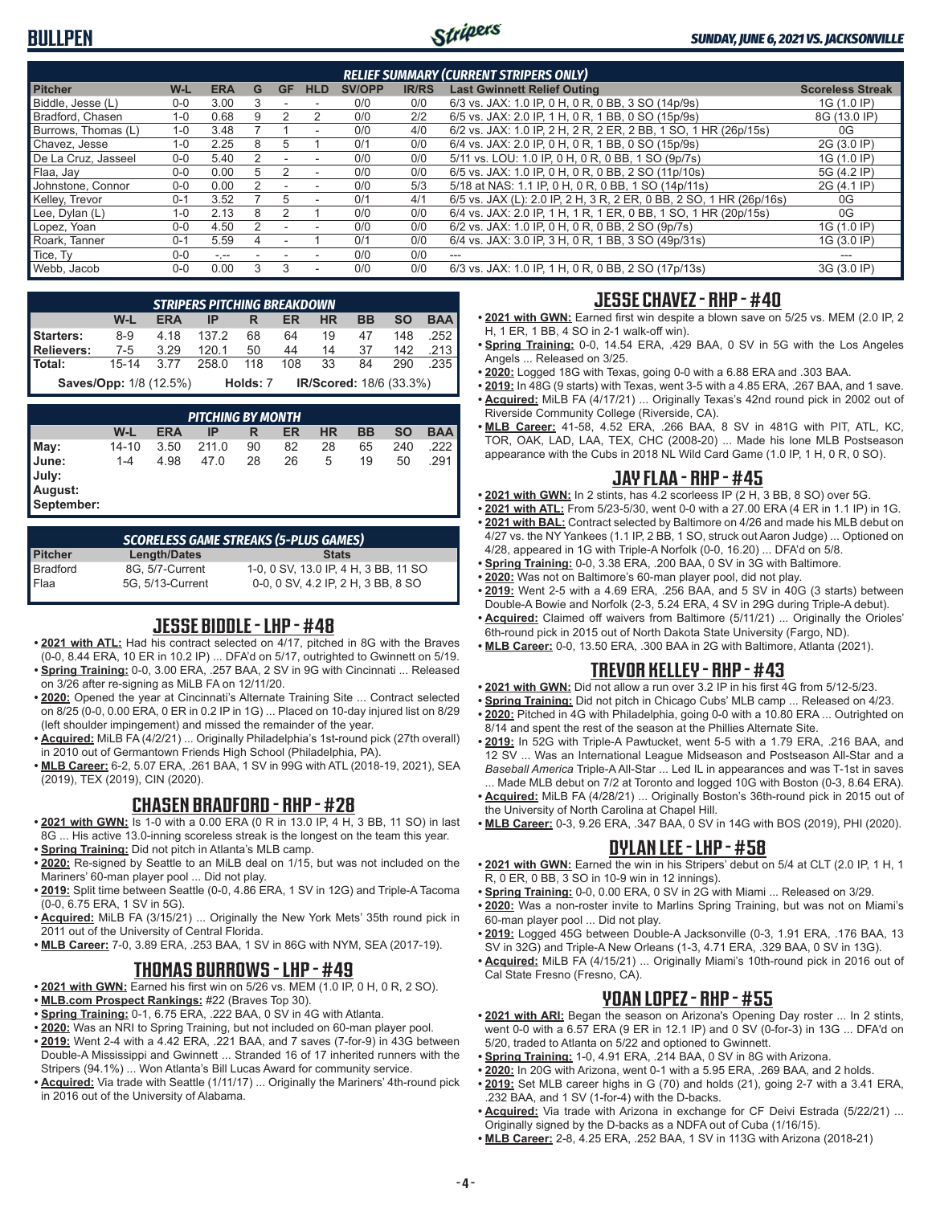## BULLPEN

### RELIEF SUMMARY (CURRENT STRIPERS ONLY)

| Pitcher | W-L | ERA | G | GF | HLD | SV/OPP | IR/RS | Last Gwinnett Relief Outing | Scoreless Streak |
|---|---|---|---|---|---|---|---|---|---|
| Biddle, Jesse (L) | 0-0 | 3.00 | 3 | - | - | 0/0 | 0/0 | 6/3 vs. JAX: 1.0 IP, 0 H, 0 R, 0 BB, 3 SO (14p/9s) | 1G (1.0 IP) |
| Bradford, Chasen | 1-0 | 0.68 | 9 | 2 | 2 | 0/0 | 2/2 | 6/5 vs. JAX: 2.0 IP, 1 H, 0 R, 1 BB, 0 SO (15p/9s) | 8G (13.0 IP) |
| Burrows, Thomas (L) | 1-0 | 3.48 | 7 | 1 | - | 0/0 | 4/0 | 6/2 vs. JAX: 1.0 IP, 2 H, 2 R, 2 ER, 2 BB, 1 SO, 1 HR (26p/15s) | 0G |
| Chavez, Jesse | 1-0 | 2.25 | 8 | 5 | 1 | 0/1 | 0/0 | 6/4 vs. JAX: 2.0 IP, 0 H, 0 R, 1 BB, 0 SO (15p/9s) | 2G (3.0 IP) |
| De La Cruz, Jasseel | 0-0 | 5.40 | 2 | - | - | 0/0 | 0/0 | 5/11 vs. LOU: 1.0 IP, 0 H, 0 R, 0 BB, 1 SO (9p/7s) | 1G (1.0 IP) |
| Flaa, Jay | 0-0 | 0.00 | 5 | 2 | - | 0/0 | 0/0 | 6/5 vs. JAX: 1.0 IP, 0 H, 0 R, 0 BB, 2 SO (11p/10s) | 5G (4.2 IP) |
| Johnstone, Connor | 0-0 | 0.00 | 2 | - | - | 0/0 | 5/3 | 5/18 at NAS: 1.1 IP, 0 H, 0 R, 1 BB, 1 SO (14p/11s) | 2G (4.1 IP) |
| Kelley, Trevor | 0-1 | 3.52 | 7 | 5 | - | 0/1 | 4/1 | 6/5 vs. JAX (L): 2.0 IP, 2 H, 3 R, 2 ER, 0 BB, 2 SO, 1 HR (26p/16s) | 0G |
| Lee, Dylan (L) | 1-0 | 2.13 | 8 | 2 | 1 | 0/0 | 0/0 | 6/4 vs. JAX: 2.0 IP, 1 H, 1 R, 1 ER, 0 BB, 1 SO, 1 HR (20p/15s) | 0G |
| Lopez, Yoan | 0-0 | 4.50 | 2 | - | - | 0/0 | 0/0 | 6/2 vs. JAX: 1.0 IP, 0 H, 0 R, 0 BB, 2 SO (9p/7s) | 1G (1.0 IP) |
| Roark, Tanner | 0-1 | 5.59 | 4 | - | 1 | 0/1 | 0/0 | 6/4 vs. JAX: 3.0 IP, 3 H, 0 R, 1 BB, 3 SO (49p/31s) | 1G (3.0 IP) |
| Tice, Ty | 0-0 | -.-- | - | - | - | 0/0 | 0/0 | --- | --- |
| Webb, Jacob | 0-0 | 0.00 | 3 | 3 | - | 0/0 | 0/0 | 6/3 vs. JAX: 1.0 IP, 1 H, 0 R, 0 BB, 2 SO (17p/13s) | 3G (3.0 IP) |

### STRIPERS PITCHING BREAKDOWN

| | W-L | ERA | IP | R | ER | HR | BB | SO | BAA |
|---|---|---|---|---|---|---|---|---|---|
| Starters: | 8-9 | 4.18 | 137.2 | 68 | 64 | 19 | 47 | 148 | .252 |
| Relievers: | 7-5 | 3.29 | 120.1 | 50 | 44 | 14 | 37 | 142 | .213 |
| Total: | 15-14 | 3.77 | 258.0 | 118 | 108 | 33 | 84 | 290 | .235 |

Saves/Opp: 1/8 (12.5%) | Holds: 7 | IR/Scored: 18/6 (33.3%)

### PITCHING BY MONTH

| | W-L | ERA | IP | R | ER | HR | BB | SO | BAA |
|---|---|---|---|---|---|---|---|---|---|
| May: | 14-10 | 3.50 | 211.0 | 90 | 82 | 28 | 65 | 240 | .222 |
| June: | 1-4 | 4.98 | 47.0 | 28 | 26 | 5 | 19 | 50 | .291 |
| July: | | | | | | | | | |
| August: | | | | | | | | | |
| September: | | | | | | | | | |

### SCORELESS GAME STREAKS (5-PLUS GAMES)

| Pitcher | Length/Dates | Stats |
|---|---|---|
| Bradford | 8G, 5/7-Current | 1-0, 0 SV, 13.0 IP, 4 H, 3 BB, 11 SO |
| Flaa | 5G, 5/13-Current | 0-0, 0 SV, 4.2 IP, 2 H, 3 BB, 8 SO |

## JESSE BIDDLE - LHP - #48

- **2021 with ATL:** Had his contract selected on 4/17, pitched in 8G with the Braves (0-0, 8.44 ERA, 10 ER in 10.2 IP) ... DFA'd on 5/17, outrighted to Gwinnett on 5/19.
- **Spring Training:** 0-0, 3.00 ERA, .257 BAA, 2 SV in 9G with Cincinnati ... Released on 3/26 after re-signing as MiLB FA on 12/11/20.
- **2020:** Opened the year at Cincinnati's Alternate Training Site ... Contract selected on 8/25 (0-0, 0.00 ERA, 0 ER in 0.2 IP in 1G) ... Placed on 10-day injured list on 8/29 (left shoulder impingement) and missed the remainder of the year.
- **Acquired:** MiLB FA (4/2/21) ... Originally Philadelphia's 1st-round pick (27th overall) in 2010 out of Germantown Friends High School (Philadelphia, PA).
- **MLB Career:** 6-2, 5.07 ERA, .261 BAA, 1 SV in 99G with ATL (2018-19, 2021), SEA (2019), TEX (2019), CIN (2020).

## CHASEN BRADFORD - RHP - #28

- **2021 with GWN:** Is 1-0 with a 0.00 ERA (0 R in 13.0 IP, 4 H, 3 BB, 11 SO) in last 8G ... His active 13.0-inning scoreless streak is the longest on the team this year.
- **Spring Training:** Did not pitch in Atlanta's MLB camp.
- **2020:** Re-signed by Seattle to an MiLB deal on 1/15, but was not included on the Mariners' 60-man player pool ... Did not play.
- **2019:** Split time between Seattle (0-0, 4.86 ERA, 1 SV in 12G) and Triple-A Tacoma (0-0, 6.75 ERA, 1 SV in 5G).
- **Acquired:** MiLB FA (3/15/21) ... Originally the New York Mets' 35th round pick in 2011 out of the University of Central Florida.
- **MLB Career:** 7-0, 3.89 ERA, .253 BAA, 1 SV in 86G with NYM, SEA (2017-19).

## THOMAS BURROWS - LHP - #49

- **2021 with GWN:** Earned his first win on 5/26 vs. MEM (1.0 IP, 0 H, 0 R, 2 SO).
- **MLB.com Prospect Rankings:** #22 (Braves Top 30).
- **Spring Training:** 0-1, 6.75 ERA, .222 BAA, 0 SV in 4G with Atlanta.
- **2020:** Was an NRI to Spring Training, but not included on 60-man player pool.
- **2019:** Went 2-4 with a 4.42 ERA, .221 BAA, and 7 saves (7-for-9) in 43G between Double-A Mississippi and Gwinnett ... Stranded 16 of 17 inherited runners with the Stripers (94.1%) ... Won Atlanta's Bill Lucas Award for community service.
- **Acquired:** Via trade with Seattle (1/11/17) ... Originally the Mariners' 4th-round pick in 2016 out of the University of Alabama.

## JESSE CHAVEZ - RHP - #40

- **2021 with GWN:** Earned first win despite a blown save on 5/25 vs. MEM (2.0 IP, 2 H, 1 ER, 1 BB, 4 SO in 2-1 walk-off win).
- **Spring Training:** 0-0, 14.54 ERA, .429 BAA, 0 SV in 5G with the Los Angeles Angels ... Released on 3/25.
- **2020:** Logged 18G with Texas, going 0-0 with a 6.88 ERA and .303 BAA.
- **2019:** In 48G (9 starts) with Texas, went 3-5 with a 4.85 ERA, .267 BAA, and 1 save.
- **Acquired:** MiLB FA (4/17/21) ... Originally Texas's 42nd round pick in 2002 out of Riverside Community College (Riverside, CA).
- **MLB Career:** 41-58, 4.52 ERA, .266 BAA, 8 SV in 481G with PIT, ATL, KC, TOR, OAK, LAD, LAA, TEX, CHC (2008-20) ... Made his lone MLB Postseason appearance with the Cubs in 2018 NL Wild Card Game (1.0 IP, 1 H, 0 R, 0 SO).

## JAY FLAA - RHP - #45

- **2021 with GWN:** In 2 stints, has 4.2 scoreless IP (2 H, 3 BB, 8 SO) over 5G.
- **2021 with ATL:** From 5/23-5/30, went 0-0 with a 27.00 ERA (4 ER in 1.1 IP) in 1G.
- **2021 with BAL:** Contract selected by Baltimore on 4/26 and made his MLB debut on 4/27 vs. the NY Yankees (1.1 IP, 2 BB, 1 SO, struck out Aaron Judge) ... Optioned on 4/28, appeared in 1G with Triple-A Norfolk (0-0, 16.20) ... DFA'd on 5/8.
- **Spring Training:** 0-0, 3.38 ERA, .200 BAA, 0 SV in 3G with Baltimore.
- **2020:** Was not on Baltimore's 60-man player pool, did not play.
- **2019:** Went 2-5 with a 4.69 ERA, .256 BAA, and 5 SV in 40G (3 starts) between Double-A Bowie and Norfolk (2-3, 5.24 ERA, 4 SV in 29G during Triple-A debut).
- **Acquired:** Claimed off waivers from Baltimore (5/11/21) ... Originally the Orioles' 6th-round pick in 2015 out of North Dakota State University (Fargo, ND).
- **MLB Career:** 0-0, 13.50 ERA, .300 BAA in 2G with Baltimore, Atlanta (2021).

## TREVOR KELLEY - RHP - #43

- **2021 with GWN:** Did not allow a run over 3.2 IP in his first 4G from 5/12-5/23.
- **Spring Training:** Did not pitch in Chicago Cubs' MLB camp ... Released on 4/23.
- **2020:** Pitched in 4G with Philadelphia, going 0-0 with a 10.80 ERA ... Outrighted on 8/14 and spent the rest of the season at the Phillies Alternate Site.
- **2019:** In 52G with Triple-A Pawtucket, went 5-5 with a 1.79 ERA, .216 BAA, and 12 SV ... Was an International League Midseason and Postseason All-Star and a *Baseball America* Triple-A All-Star ... Led IL in appearances and was T-1st in saves ... Made MLB debut on 7/2 at Toronto and logged 10G with Boston (0-3, 8.64 ERA).
- **Acquired:** MiLB FA (4/28/21) ... Originally Boston's 36th-round pick in 2015 out of the University of North Carolina at Chapel Hill.
- **MLB Career:** 0-3, 9.26 ERA, .347 BAA, 0 SV in 14G with BOS (2019), PHI (2020).

## DYLAN LEE - LHP - #58

- **2021 with GWN:** Earned the win in his Stripers' debut on 5/4 at CLT (2.0 IP, 1 H, 1 R, 0 ER, 0 BB, 3 SO in 10-9 win in 12 innings).
- **Spring Training:** 0-0, 0.00 ERA, 0 SV in 2G with Miami ... Released on 3/29.
- **2020:** Was a non-roster invite to Marlins Spring Training, but was not on Miami's 60-man player pool ... Did not play.
- **2019:** Logged 45G between Double-A Jacksonville (0-3, 1.91 ERA, .176 BAA, 13 SV in 32G) and Triple-A New Orleans (1-3, 4.71 ERA, .329 BAA, 0 SV in 13G).
- **Acquired:** MiLB FA (4/15/21) ... Originally Miami's 10th-round pick in 2016 out of Cal State Fresno (Fresno, CA).

## YOAN LOPEZ - RHP - #55

- **2021 with ARI:** Began the season on Arizona's Opening Day roster ... In 2 stints, went 0-0 with a 6.57 ERA (9 ER in 12.1 IP) and 0 SV (0-for-3) in 13G ... DFA'd on 5/20, traded to Atlanta on 5/22 and optioned to Gwinnett.
- **Spring Training:** 1-0, 4.91 ERA, .214 BAA, 0 SV in 8G with Arizona.
- **2020:** In 20G with Arizona, went 0-1 with a 5.95 ERA, .269 BAA, and 2 holds.
- **2019:** Set MLB career highs in G (70) and holds (21), going 2-7 with a 3.41 ERA, .232 BAA, and 1 SV (1-for-4) with the D-backs.
- **Acquired:** Via trade with Arizona in exchange for CF Deivi Estrada (5/22/21) ... Originally signed by the D-backs as a NDFA out of Cuba (1/16/15).
- **MLB Career:** 2-8, 4.25 ERA, .252 BAA, 1 SV in 113G with Arizona (2018-21)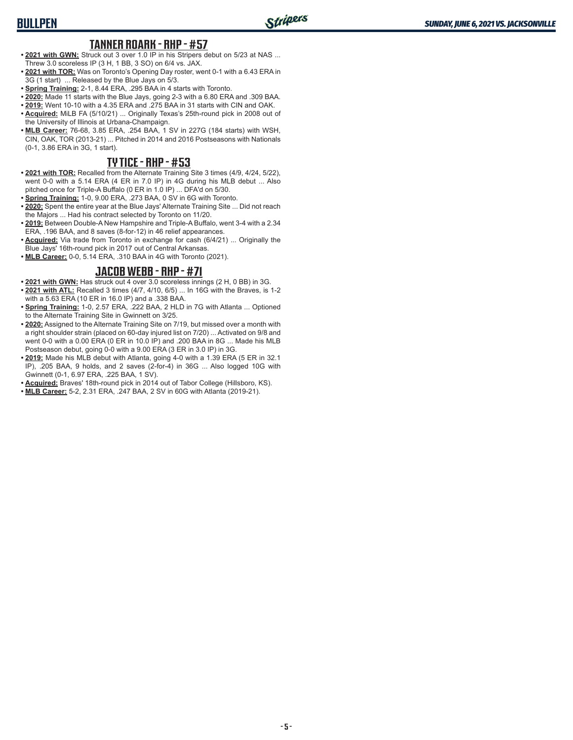## TANNER ROARK - RHP - #57

- **2021 with GWN:** Struck out 3 over 1.0 IP in his Stripers debut on 5/23 at NAS ... Threw 3.0 scoreless IP (3 H, 1 BB, 3 SO) on 6/4 vs. JAX.
- **2021 with TOR:** Was on Toronto's Opening Day roster, went 0-1 with a 6.43 ERA in 3G (1 start) ... Released by the Blue Jays on 5/3.
- **Spring Training:** 2-1, 8.44 ERA, .295 BAA in 4 starts with Toronto.
- **2020:** Made 11 starts with the Blue Jays, going 2-3 with a 6.80 ERA and .309 BAA.
- **2019:** Went 10-10 with a 4.35 ERA and .275 BAA in 31 starts with CIN and OAK.
- **Acquired:** MiLB FA (5/10/21) ... Originally Texas's 25th-round pick in 2008 out of the University of Illinois at Urbana-Champaign.
- **MLB Career:** 76-68, 3.85 ERA, .254 BAA, 1 SV in 227G (184 starts) with WSH, CIN, OAK, TOR (2013-21) ... Pitched in 2014 and 2016 Postseasons with Nationals (0-1, 3.86 ERA in 3G, 1 start).

## TY TICE - RHP - #53

- **2021 with TOR:** Recalled from the Alternate Training Site 3 times (4/9, 4/24, 5/22), went 0-0 with a 5.14 ERA (4 ER in 7.0 IP) in 4G during his MLB debut ... Also pitched once for Triple-A Buffalo (0 ER in 1.0 IP) ... DFA'd on 5/30.
- **Spring Training:** 1-0, 9.00 ERA, .273 BAA, 0 SV in 6G with Toronto.
- **2020:** Spent the entire year at the Blue Jays' Alternate Training Site ... Did not reach the Majors ... Had his contract selected by Toronto on 11/20.
- **2019:** Between Double-A New Hampshire and Triple-A Buffalo, went 3-4 with a 2.34 ERA, .196 BAA, and 8 saves (8-for-12) in 46 relief appearances.
- **Acquired:** Via trade from Toronto in exchange for cash (6/4/21) ... Originally the Blue Jays' 16th-round pick in 2017 out of Central Arkansas.
- **MLB Career:** 0-0, 5.14 ERA, .310 BAA in 4G with Toronto (2021).

## JACOB WEBB - RHP - #71

- **2021 with GWN:** Has struck out 4 over 3.0 scoreless innings (2 H, 0 BB) in 3G.
- **2021 with ATL:** Recalled 3 times (4/7, 4/10, 6/5) ... In 16G with the Braves, is 1-2 with a 5.63 ERA (10 ER in 16.0 IP) and a .338 BAA.
- **Spring Training:** 1-0, 2.57 ERA, .222 BAA, 2 HLD in 7G with Atlanta ... Optioned to the Alternate Training Site in Gwinnett on 3/25.
- **2020:** Assigned to the Alternate Training Site on 7/19, but missed over a month with a right shoulder strain (placed on 60-day injured list on 7/20) ... Activated on 9/8 and went 0-0 with a 0.00 ERA (0 ER in 10.0 IP) and .200 BAA in 8G ... Made his MLB Postseason debut, going 0-0 with a 9.00 ERA (3 ER in 3.0 IP) in 3G.
- **2019:** Made his MLB debut with Atlanta, going 4-0 with a 1.39 ERA (5 ER in 32.1 IP), .205 BAA, 9 holds, and 2 saves (2-for-4) in 36G ... Also logged 10G with Gwinnett (0-1, 6.97 ERA, .225 BAA, 1 SV).
- **Acquired:** Braves' 18th-round pick in 2014 out of Tabor College (Hillsboro, KS).
- **MLB Career:** 5-2, 2.31 ERA, .247 BAA, 2 SV in 60G with Atlanta (2019-21).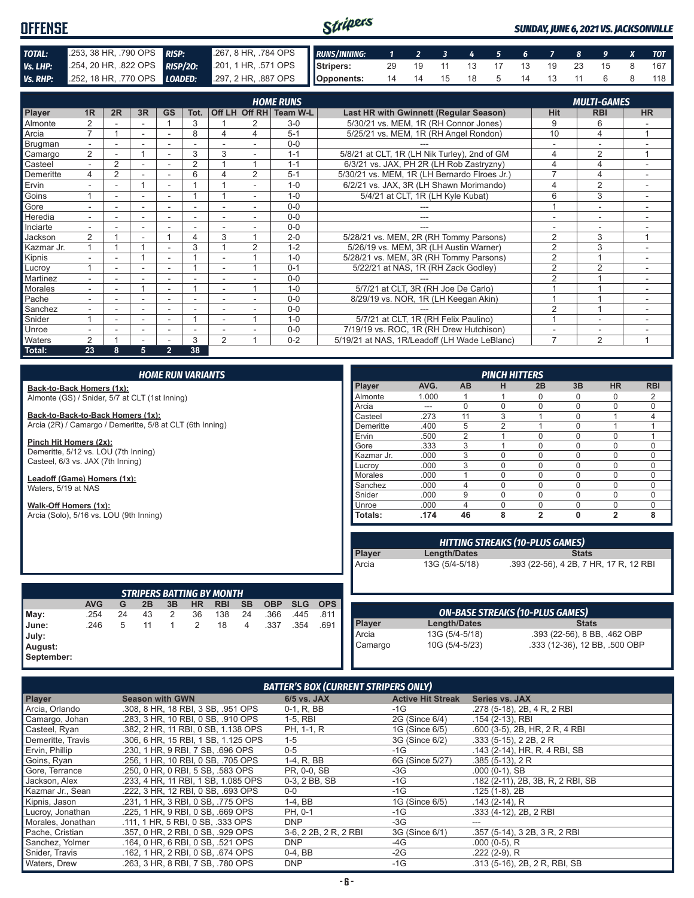# OFFENSE

**SUNDAY, JUNE 6, 2021 VS. JACKSONVILLE**

| | | | |
|---|---|---|---|
| **TOTAL:** | .253, 38 HR, .790 OPS | **RISP:** | .267, 8 HR, .784 OPS |
| **Vs. LHP:** | .254, 20 HR, .822 OPS | **RISP/2O:** | .201, 1 HR, .571 OPS |
| **Vs. RHP:** | .252, 18 HR, .770 OPS | **LOADED:** | .297, 2 HR, .887 OPS |

| RUNS/INNING: | 1 | 2 | 3 | 4 | 5 | 6 | 7 | 8 | 9 | X | TOT |
|---|---|---|---|---|---|---|---|---|---|---|---|
| Stripers: | 29 | 19 | 11 | 13 | 17 | 13 | 19 | 23 | 15 | 8 | 167 |
| Opponents: | 14 | 14 | 15 | 18 | 5 | 14 | 13 | 11 | 6 | 8 | 118 |

## HOME RUNS / MULTI-GAMES

| Player | 1R | 2R | 3R | GS | Tot. | Off LH | Off RH | Team W-L | Last HR with Gwinnett (Regular Season) | Hit | RBI | HR |
|---|---|---|---|---|---|---|---|---|---|---|---|---|
| Almonte | 2 | - | - | 1 | 3 | 1 | 2 | 3-0 | 5/30/21 vs. MEM, 1R (RH Connor Jones) | 9 | 6 | - |
| Arcia | 7 | 1 | - | - | 8 | 4 | 4 | 5-1 | 5/25/21 vs. MEM, 1R (RH Angel Rondon) | 10 | 4 | 1 |
| Brugman | - | - | - | - | - | - | - | 0-0 | --- | - | - | - |
| Camargo | 2 | - | 1 | - | 3 | 3 | - | 1-1 | 5/8/21 at CLT, 1R (LH Nik Turley), 2nd of GM | 4 | 2 | 1 |
| Casteel | - | 2 | - | - | 2 | 1 | 1 | 1-1 | 6/3/21 vs. JAX, PH 2R (LH Rob Zastryzny) | 4 | 4 | - |
| Demeritte | 4 | 2 | - | - | 6 | 4 | 2 | 5-1 | 5/30/21 vs. MEM, 1R (LH Bernardo Flroes Jr.) | 7 | 4 | - |
| Ervin | - | - | 1 | - | 1 | 1 | - | 1-0 | 6/2/21 vs. JAX, 3R (LH Shawn Morimando) | 4 | 2 | - |
| Goins | 1 | - | - | - | 1 | 1 | - | 1-0 | 5/4/21 at CLT, 1R (LH Kyle Kubat) | 6 | 3 | - |
| Gore | - | - | - | - | - | - | - | 0-0 | --- | 1 | - | - |
| Heredia | - | - | - | - | - | - | - | 0-0 | --- | - | - | - |
| Inciarte | - | - | - | - | - | - | - | 0-0 | --- | - | - | - |
| Jackson | 2 | 1 | - | 1 | 4 | 3 | 1 | 2-0 | 5/28/21 vs. MEM, 2R (RH Tommy Parsons) | 2 | 3 | 1 |
| Kazmar Jr. | 1 | 1 | 1 | - | 3 | 1 | 2 | 1-2 | 5/26/19 vs. MEM, 3R (LH Austin Warner) | 2 | 3 | - |
| Kipnis | - | - | 1 | - | 1 | - | 1 | 1-0 | 5/28/21 vs. MEM, 3R (RH Tommy Parsons) | 2 | 1 | - |
| Lucroy | 1 | - | - | - | 1 | - | 1 | 0-1 | 5/22/21 at NAS, 1R (RH Zack Godley) | 2 | 2 | - |
| Martinez | - | - | - | - | - | - | - | 0-0 | --- | 2 | 1 | - |
| Morales | - | - | 1 | - | 1 | - | 1 | 1-0 | 5/7/21 at CLT, 3R (RH Joe De Carlo) | 1 | 1 | - |
| Pache | - | - | - | - | - | - | - | 0-0 | 8/29/19 vs. NOR, 1R (LH Keegan Akin) | 1 | 1 | - |
| Sanchez | - | - | - | - | - | - | - | 0-0 | --- | 2 | 1 | - |
| Snider | 1 | - | - | - | 1 | - | 1 | 1-0 | 5/7/21 at CLT, 1R (RH Felix Paulino) | 1 | - | - |
| Unroe | - | - | - | - | - | - | - | 0-0 | 7/19/19 vs. ROC, 1R (RH Drew Hutchison) | - | - | - |
| Waters | 2 | 1 | - | - | 3 | 2 | 1 | 0-2 | 5/19/21 at NAS, 1R/Leadoff (LH Wade LeBlanc) | 7 | 2 | 1 |
| **Total:** | **23** | **8** | **5** | **2** | **38** | | | | | | | |

## HOME RUN VARIANTS

**Back-to-Back Homers (1x):**
Almonte (GS) / Snider, 5/7 at CLT (1st Inning)

**Back-to-Back-to-Back Homers (1x):**
Arcia (2R) / Camargo / Demeritte, 5/8 at CLT (6th Inning)

**Pinch Hit Homers (2x):**
Demeritte, 5/12 vs. LOU (7th Inning)
Casteel, 6/3 vs. JAX (7th Inning)

**Leadoff (Game) Homers (1x):**
Waters, 5/19 at NAS

**Walk-Off Homers (1x):**
Arcia (Solo), 5/16 vs. LOU (9th Inning)

## PINCH HITTERS

| Player | AVG. | AB | H | 2B | 3B | HR | RBI |
|---|---|---|---|---|---|---|---|
| Almonte | 1.000 | 1 | 1 | 0 | 0 | 0 | 2 |
| Arcia | --- | 0 | 0 | 0 | 0 | 0 | 0 |
| Casteel | .273 | 11 | 3 | 1 | 0 | 1 | 4 |
| Demeritte | .400 | 5 | 2 | 1 | 0 | 1 | 1 |
| Ervin | .500 | 2 | 1 | 0 | 0 | 0 | 1 |
| Gore | .333 | 3 | 1 | 0 | 0 | 0 | 0 |
| Kazmar Jr. | .000 | 3 | 0 | 0 | 0 | 0 | 0 |
| Lucroy | .000 | 3 | 0 | 0 | 0 | 0 | 0 |
| Morales | .000 | 1 | 0 | 0 | 0 | 0 | 0 |
| Sanchez | .000 | 4 | 0 | 0 | 0 | 0 | 0 |
| Snider | .000 | 9 | 0 | 0 | 0 | 0 | 0 |
| Unroe | .000 | 4 | 0 | 0 | 0 | 0 | 0 |
| **Totals:** | **.174** | **46** | **8** | **2** | **0** | **2** | **8** |

## HITTING STREAKS (10-PLUS GAMES)

| Player | Length/Dates | Stats |
|---|---|---|
| Arcia | 13G (5/4-5/18) | .393 (22-56), 4 2B, 7 HR, 17 R, 12 RBI |

## STRIPERS BATTING BY MONTH

| | AVG | G | 2B | 3B | HR | RBI | SB | OBP | SLG | OPS |
|---|---|---|---|---|---|---|---|---|---|---|
| May: | .254 | 24 | 43 | 2 | 36 | 138 | 24 | .366 | .445 | .811 |
| June: | .246 | 5 | 11 | 1 | 2 | 18 | 4 | .337 | .354 | .691 |
| July: | | | | | | | | | | |
| August: | | | | | | | | | | |
| September: | | | | | | | | | | |

## ON-BASE STREAKS (10-PLUS GAMES)

| Player | Length/Dates | Stats |
|---|---|---|
| Arcia | 13G (5/4-5/18) | .393 (22-56), 8 BB, .462 OBP |
| Camargo | 10G (5/4-5/23) | .333 (12-36), 12 BB, .500 OBP |

## BATTER'S BOX (CURRENT STRIPERS ONLY)

| Player | Season with GWN | 6/5 vs. JAX | Active Hit Streak | Series vs. JAX |
|---|---|---|---|---|
| Arcia, Orlando | .308, 8 HR, 18 RBI, 3 SB, .951 OPS | 0-1, R, BB | -1G | .278 (5-18), 2B, 4 R, 2 RBI |
| Camargo, Johan | .283, 3 HR, 10 RBI, 0 SB, .910 OPS | 1-5, RBI | 2G (Since 6/4) | .154 (2-13), RBI |
| Casteel, Ryan | .382, 2 HR, 11 RBI, 0 SB, 1.138 OPS | PH, 1-1, R | 1G (Since 6/5) | .600 (3-5), 2B, HR, 2 R, 4 RBI |
| Demeritte, Travis | .306, 6 HR, 15 RBI, 1 SB, 1.125 OPS | 1-5 | 3G (Since 6/2) | .333 (5-15), 2 2B, 2 R |
| Ervin, Phillip | .230, 1 HR, 9 RBI, 7 SB, .696 OPS | 0-5 | -1G | .143 (2-14), HR, R, 4 RBI, SB |
| Goins, Ryan | .256, 1 HR, 10 RBI, 0 SB, .705 OPS | 1-4, R, BB | 6G (Since 5/27) | .385 (5-13), 2 R |
| Gore, Terrance | .250, 0 HR, 0 RBI, 5 SB, .583 OPS | PR, 0-0, SB | -3G | .000 (0-1), SB |
| Jackson, Alex | .233, 4 HR, 11 RBI, 1 SB, 1.085 OPS | 0-3, 2 BB, SB | -1G | .182 (2-11), 2B, 3B, R, 2 RBI, SB |
| Kazmar Jr., Sean | .222, 3 HR, 12 RBI, 0 SB, .693 OPS | 0-0 | -1G | .125 (1-8), 2B |
| Kipnis, Jason | .231, 1 HR, 3 RBI, 0 SB, .775 OPS | 1-4, BB | 1G (Since 6/5) | .143 (2-14), R |
| Lucroy, Jonathan | .225, 1 HR, 9 RBI, 0 SB, .669 OPS | PH, 0-1 | -1G | .333 (4-12), 2B, 2 RBI |
| Morales, Jonathan | .111, 1 HR, 5 RBI, 0 SB, .333 OPS | DNP | -3G | --- |
| Pache, Cristian | .357, 0 HR, 2 RBI, 0 SB, .929 OPS | 3-6, 2 2B, 2 R, 2 RBI | 3G (Since 6/1) | .357 (5-14), 3 2B, 3 R, 2 RBI |
| Sanchez, Yolmer | .164, 0 HR, 6 RBI, 0 SB, .521 OPS | DNP | -4G | .000 (0-5), R |
| Snider, Travis | .162, 1 HR, 2 RBI, 0 SB, .674 OPS | 0-4, BB | -2G | .222 (2-9), R |
| Waters, Drew | .263, 3 HR, 8 RBI, 7 SB, .780 OPS | DNP | -1G | .313 (5-16), 2B, 2 R, RBI, SB |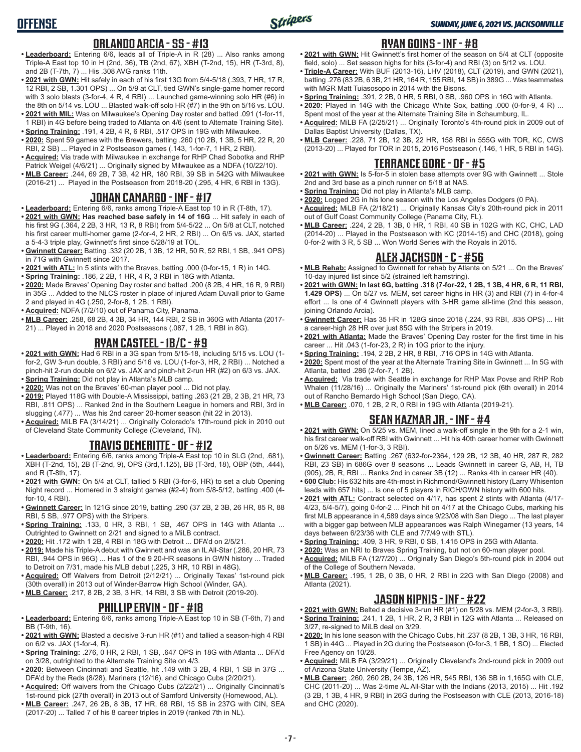## ORLANDO ARCIA - SS - #13

- **Leaderboard:** Entering 6/6, leads all of Triple-A in R (28) ... Also ranks among Triple-A East top 10 in H (2nd, 36), TB (2nd, 67), XBH (T-2nd, 15), HR (T-3rd, 8), and 2B (T-7th, 7) ... His .308 AVG ranks 11th.
- **2021 with GWN:** Hit safely in each of his first 13G from 5/4-5/18 (.393, 7 HR, 17 R, 12 RBI, 2 SB, 1.301 OPS) ... On 5/9 at CLT, tied GWN's single-game homer record with 3 solo blasts (3-for-4, 4 R, 4 RBI) ... Launched game-winning solo HR (#6) in the 8th on 5/14 vs. LOU ... Blasted walk-off solo HR (#7) in the 9th on 5/16 vs. LOU.
- **2021 with MIL:** Was on Milwaukee's Opening Day roster and batted .091 (1-for-11, 1 RBI) in 4G before being traded to Atlanta on 4/6 (sent to Alternate Training Site).
- **Spring Training:** .191, 4 2B, 4 R, 6 RBI, .517 OPS in 19G with Milwaukee.
- **2020:** Spent 59 games with the Brewers, batting .260 (10 2B, 1 3B, 5 HR, 22 R, 20 RBI, 2 SB) ... Played in 2 Postseason games (.143, 1-for-7, 1 HR, 2 RBI).
- **Acquired:** Via trade with Milwaukee in exchange for RHP Chad Sobotka and RHP Patrick Weigel (4/6/21) ... Originally signed by Milwaukee as a NDFA (10/22/10).
- **MLB Career:** .244, 69 2B, 7 3B, 42 HR, 180 RBI, 39 SB in 542G with Milwaukee (2016-21) ... Played in the Postseason from 2018-20 (.295, 4 HR, 6 RBI in 13G).

## JOHAN CAMARGO - INF - #17

- **Leaderboard:** Entering 6/6, ranks among Triple-A East top 10 in R (T-8th, 17).
- **2021 with GWN: Has reached base safely in 14 of 16G** ... Hit safely in each of his first 9G (.364, 2 2B, 3 HR, 13 R, 8 RBI) from 5/4-5/22 ... On 5/8 at CLT, notched his first career multi-homer game (2-for-4, 2 HR, 2 RBI) ... On 6/5 vs. JAX, started a 5-4-3 triple play, Gwinnett's first since 5/28/19 at TOL.
- **Gwinnett Career:** Batting .332 (20 2B, 1 3B, 12 HR, 50 R, 52 RBI, 1 SB, .941 OPS) in 71G with Gwinnett since 2017.
- **2021 with ATL:** In 5 stints with the Braves, batting .000 (0-for-15, 1 R) in 14G.
- **Spring Training:** .186, 2 2B, 1 HR, 4 R, 3 RBI in 18G with Atlanta.
- **2020:** Made Braves' Opening Day roster and batted .200 (8 2B, 4 HR, 16 R, 9 RBI) in 35G ... Added to the NLCS roster in place of injured Adam Duvall prior to Game 2 and played in 4G (.250, 2-for-8, 1 2B, 1 RBI).
- **Acquired:** NDFA (7/2/10) out of Panama City, Panama.
- **MLB Career:** .258, 68 2B, 4 3B, 34 HR, 144 RBI, 2 SB in 360G with Atlanta (2017-21) ... Played in 2018 and 2020 Postseasons (.087, 1 2B, 1 RBI in 8G).

## RYAN CASTEEL - 1B/C - #9

- **2021 with GWN:** Had 6 RBI in a 3G span from 5/15-18, including 5/15 vs. LOU (1-for-2, GW 3-run double, 3 RBI) and 5/16 vs. LOU (1-for-3, HR, 2 RBI) ... Notched a pinch-hit 2-run double on 6/2 vs. JAX and pinch-hit 2-run HR (#2) on 6/3 vs. JAX.
- **Spring Training:** Did not play in Atlanta's MLB camp.
- **2020:** Was not on the Braves' 60-man player pool ... Did not play.
- **2019:** Played 118G with Double-A Mississippi, batting .263 (21 2B, 2 3B, 21 HR, 73 RBI, .811 OPS) ... Ranked 2nd in the Southern League in homers and RBI, 3rd in slugging (.477) ... Was his 2nd career 20-homer season (hit 22 in 2013).
- **Acquired:** MiLB FA (3/14/21) ... Originally Colorado's 17th-round pick in 2010 out of Cleveland State Community College (Cleveland, TN).

## TRAVIS DEMERITTE - OF - #12

- **Leaderboard:** Entering 6/6, ranks among Triple-A East top 10 in SLG (2nd, .681), XBH (T-2nd, 15), 2B (T-2nd, 9), OPS (3rd,1.125), BB (T-3rd, 18), OBP (5th, .444), and R (T-8th, 17).
- **2021 with GWN:** On 5/4 at CLT, tallied 5 RBI (3-for-6, HR) to set a club Opening Night record ... Homered in 3 straight games (#2-4) from 5/8-5/12, batting .400 (4-for-10, 4 RBI).
- **Gwinnett Career:** In 121G since 2019, batting .290 (37 2B, 2 3B, 26 HR, 85 R, 88 RBI, 5 SB, .977 OPS) with the Stripers.
- **Spring Training:** .133, 0 HR, 3 RBI, 1 SB, .467 OPS in 14G with Atlanta ... Outrighted to Gwinnett on 2/21 and signed to a MiLB contract.
- **2020:** Hit .172 with 1 2B, 4 RBI in 18G with Detroit ... DFA'd on 2/5/21.
- **2019:** Made his Triple-A debut with Gwinnett and was an IL All-Star (.286, 20 HR, 73 RBI, .944 OPS in 96G) ... Has 1 of the 9 20-HR seasons in GWN history ... Traded to Detroit on 7/31, made his MLB debut (.225, 3 HR, 10 RBI in 48G).
- **Acquired:** Off Waivers from Detroit (2/12/21) ... Originally Texas' 1st-round pick (30th overall) in 2013 out of Winder-Barrow High School (Winder, GA).
- **MLB Career:** .217, 8 2B, 2 3B, 3 HR, 14 RBI, 3 SB with Detroit (2019-20).

## PHILLIP ERVIN - OF - #18

- **Leaderboard:** Entering 6/6, ranks among Triple-A East top 10 in SB (T-6th, 7) and BB (T-9th, 16).
- **2021 with GWN:** Blasted a decisive 3-run HR (#1) and tallied a season-high 4 RBI on 6/2 vs. JAX (1-for-4, R).
- **Spring Training:** .276, 0 HR, 2 RBI, 1 SB, .647 OPS in 18G with Atlanta ... DFA'd on 3/28, outrighted to the Alternate Training Site on 4/3.
- **2020:** Between Cincinnati and Seattle, hit .149 with 3 2B, 4 RBI, 1 SB in 37G ... DFA'd by the Reds (8/28), Mariners (12/16), and Chicago Cubs (2/20/21).
- **Acquired:** Off waivers from the Chicago Cubs (2/22/21) ... Originally Cincinnati's 1st-round pick (27th overall) in 2013 out of Samford University (Homewood, AL).
- **MLB Career:** .247, 26 2B, 8 3B, 17 HR, 68 RBI, 15 SB in 237G with CIN, SEA (2017-20) ... Talled 7 of his 8 career triples in 2019 (ranked 7th in NL).

## RYAN GOINS - INF - #8

- **2021 with GWN:** Hit Gwinnett's first homer of the season on 5/4 at CLT (opposite field, solo) ... Set season highs for hits (3-for-4) and RBI (3) on 5/12 vs. LOU.
- **Triple-A Career:** With BUF (2013-16), LHV (2018), CLT (2019), and GWN (2021), batting .276 (83 2B, 6 3B, 21 HR, 164 R, 155 RBI, 14 SB) in 389G ... Was teammates with MGR Matt Tuiasosopo in 2014 with the Bisons.
- **Spring Training:** .391, 2 2B, 0 HR, 5 RBI, 0 SB, .960 OPS in 16G with Atlanta.
- **2020:** Played in 14G with the Chicago White Sox, batting .000 (0-for-9, 4 R) ... Spent most of the year at the Alternate Training Site in Schaumburg, IL.
- **Acquired:** MiLB FA (2/25/21) ... Originally Toronto's 4th-round pick in 2009 out of Dallas Baptist University (Dallas, TX).
- **MLB Career:** .228, 71 2B, 12 3B, 22 HR, 158 RBI in 555G with TOR, KC, CWS (2013-20) ... Played for TOR in 2015, 2016 Postseason (.146, 1 HR, 5 RBI in 14G).

## TERRANCE GORE - OF - #5

- **2021 with GWN:** Is 5-for-5 in stolen base attempts over 9G with Gwinnett ... Stole 2nd and 3rd base as a pinch runner on 5/18 at NAS.
- **Spring Training:** Did not play in Atlanta's MLB camp.
- **2020:** Logged 2G in his lone season with the Los Angeles Dodgers (0 PA).
- **Acquired:** MiLB FA (2/18/21) ... Originally Kansas City's 20th-round pick in 2011 out of Gulf Coast Community College (Panama City, FL).
- **MLB Career:** .224, 2 2B, 1 3B, 0 HR, 1 RBI, 40 SB in 102G with KC, CHC, LAD (2014-20) ... Played in the Postseason with KC (2014-15) and CHC (2018), going 0-for-2 with 3 R, 5 SB ... Won World Series with the Royals in 2015.

## ALEX JACKSON - C - #56

- **MLB Rehab:** Assigned to Gwinnett for rehab by Atlanta on 5/21 ... On the Braves' 10-day injured list since 5/2 (strained left hamstring).
- **2021 with GWN: In last 6G, batting .318 (7-for-22, 1 2B, 1 3B, 4 HR, 6 R, 11 RBI, 1.429 OPS)** ... On 5/27 vs. MEM, set career highs in HR (3) and RBI (7) in 4-for-4 effort ... Is one of 4 Gwinnett players with 3-HR game all-time (2nd this season, joining Orlando Arcia).
- **Gwinnett Career:** Has 35 HR in 128G since 2018 (.224, 93 RBI, .835 OPS) ... Hit a career-high 28 HR over just 85G with the Stripers in 2019.
- **2021 with Atlanta:** Made the Braves' Opening Day roster for the first time in his career ... Hit .043 (1-for-23, 2 R) in 10G prior to the injury.
- **Spring Training:** .194, 2 2B, 2 HR, 8 RBI, .716 OPS in 14G with Atlanta.
- **2020:** Spent most of the year at the Alternate Training Site in Gwinnett ... In 5G with Atlanta, batted .286 (2-for-7, 1 2B).
- **Acquired:** Via trade with Seattle in exchange for RHP Max Povse and RHP Rob Whalen (11/28/16) ... Originally the Mariners' 1st-round pick (6th overall) in 2014 out of Rancho Bernardo High School (San Diego, CA).
- **MLB Career:** .070, 1 2B, 2 R, 0 RBI in 19G with Atlanta (2019-21).

## SEAN KAZMAR JR. - INF - #4

- **2021 with GWN:** On 5/25 vs. MEM, lined a walk-off single in the 9th for a 2-1 win, his first career walk-off RBI with Gwinnett ... Hit his 40th career homer with Gwinnett on 5/26 vs. MEM (1-for-3, 3 RBI).
- **Gwinnett Career:** Batting .267 (632-for-2364, 129 2B, 12 3B, 40 HR, 287 R, 282 RBI, 23 SB) in 686G over 8 seasons ... Leads Gwinnett in career G, AB, H, TB (905), 2B, R, RBI ... Ranks 2nd in career 3B (12) ... Ranks 4th in career HR (40).
- **600 Club:** His 632 hits are 4th-most in Richmond/Gwinnett history (Larry Whisenton leads with 657 hits) ... Is one of 5 players in RICH/GWN history with 600 hits.
- **2021 with ATL:** Contract selected on 4/17, has spent 2 stints with Atlanta (4/17-4/23, 5/4-5/7), going 0-for-2 ... Pinch hit on 4/17 at the Chicago Cubs, marking his first MLB appearance in 4,589 days since 9/23/08 with San Diego ... The last player with a bigger gap between MLB appearances was Ralph Winegarner (13 years, 14 days between 6/23/36 with CLE and 7/7/49 with STL).
- **Spring Training:** .409, 3 HR, 9 RBI, 0 SB, 1.415 OPS in 25G with Atlanta.
- **2020:** Was an NRI to Braves Spring Training, but not on 60-man player pool.
- **Acquired:** MiLB FA (12/7/20) ... Originally San Diego's 5th-round pick in 2004 out of the College of Southern Nevada.
- **MLB Career:** .195, 1 2B, 0 3B, 0 HR, 2 RBI in 22G with San Diego (2008) and Atlanta (2021).

## JASON KIPNIS - INF - #22

- **2021 with GWN:** Belted a decisive 3-run HR (#1) on 5/28 vs. MEM (2-for-3, 3 RBI).
- **Spring Training:** .241, 1 2B, 1 HR, 2 R, 3 RBI in 12G with Atlanta ... Released on 3/27, re-signed to MiLB deal on 3/29.
- **2020:** In his lone season with the Chicago Cubs, hit .237 (8 2B, 1 3B, 3 HR, 16 RBI, 1 SB) in 44G ... Played in 2G during the Postseason (0-for-3, 1 BB, 1 SO) ... Elected Free Agency on 10/28.
- **Acquired:** MiLB FA (3/29/21) ... Originally Cleveland's 2nd-round pick in 2009 out of Arizona State University (Tempe, AZ).
- **MLB Career:** .260, 260 2B, 24 3B, 126 HR, 545 RBI, 136 SB in 1,165G with CLE, CHC (2011-20) ... Was 2-time AL All-Star with the Indians (2013, 2015) ... Hit .192 (3 2B, 1 3B, 4 HR, 9 RBI) in 26G during the Postseason with CLE (2013, 2016-18) and CHC (2020).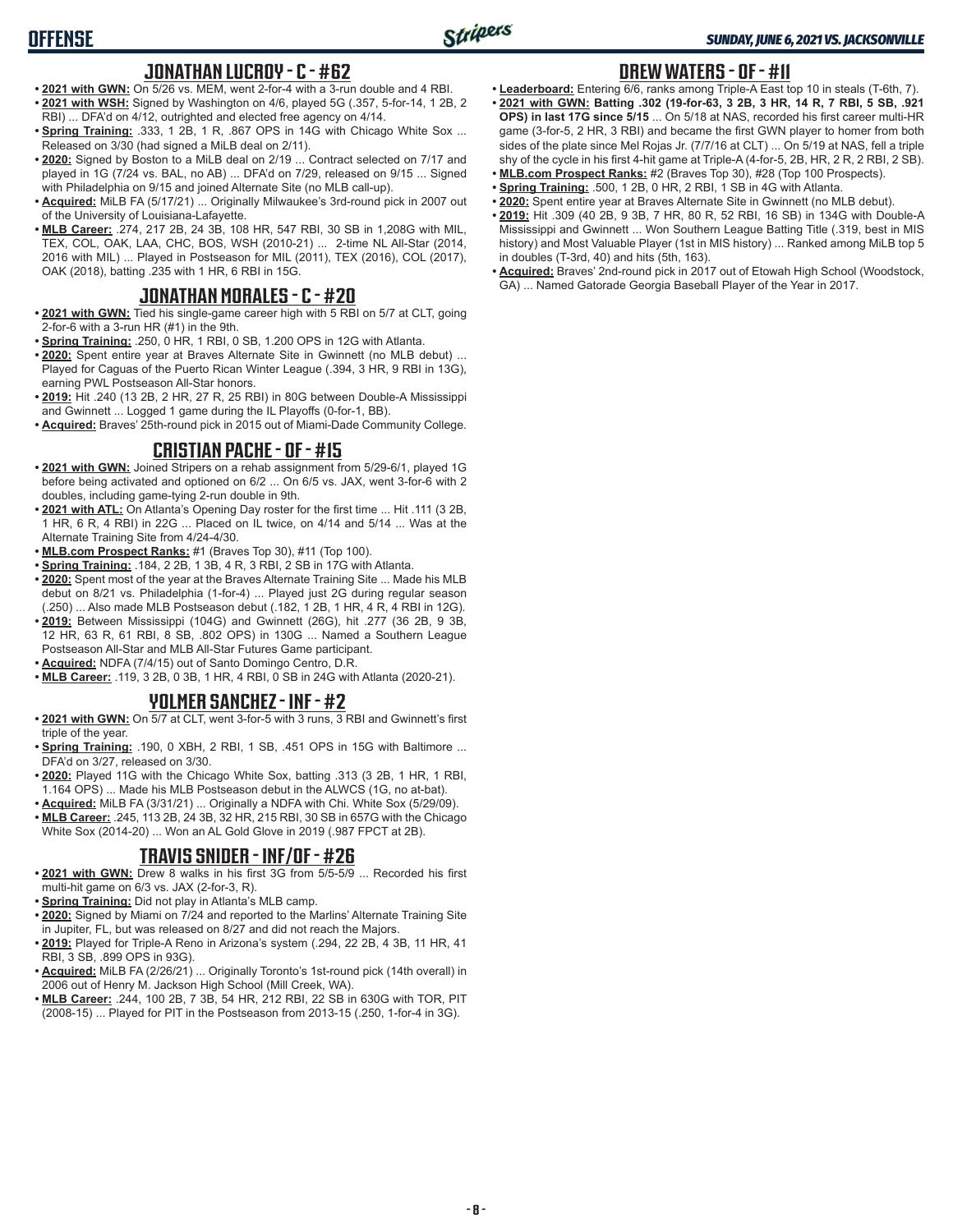## JONATHAN LUCROY - C - #62

- **2021 with GWN:** On 5/26 vs. MEM, went 2-for-4 with a 3-run double and 4 RBI.
- **2021 with WSH:** Signed by Washington on 4/6, played 5G (.357, 5-for-14, 1 2B, 2 RBI) ... DFA'd on 4/12, outrighted and elected free agency on 4/14.
- **Spring Training:** .333, 1 2B, 1 R, .867 OPS in 14G with Chicago White Sox ... Released on 3/30 (had signed a MiLB deal on 2/11).
- **2020:** Signed by Boston to a MiLB deal on 2/19 ... Contract selected on 7/17 and played in 1G (7/24 vs. BAL, no AB) ... DFA'd on 7/29, released on 9/15 ... Signed with Philadelphia on 9/15 and joined Alternate Site (no MLB call-up).
- **Acquired:** MiLB FA (5/17/21) ... Originally Milwaukee's 3rd-round pick in 2007 out of the University of Louisiana-Lafayette.
- **MLB Career:** .274, 217 2B, 24 3B, 108 HR, 547 RBI, 30 SB in 1,208G with MIL, TEX, COL, OAK, LAA, CHC, BOS, WSH (2010-21) ... 2-time NL All-Star (2014, 2016 with MIL) ... Played in Postseason for MIL (2011), TEX (2016), COL (2017), OAK (2018), batting .235 with 1 HR, 6 RBI in 15G.

## JONATHAN MORALES - C - #20

- **2021 with GWN:** Tied his single-game career high with 5 RBI on 5/7 at CLT, going 2-for-6 with a 3-run HR (#1) in the 9th.
- **Spring Training:** .250, 0 HR, 1 RBI, 0 SB, 1.200 OPS in 12G with Atlanta.
- **2020:** Spent entire year at Braves Alternate Site in Gwinnett (no MLB debut) ... Played for Caguas of the Puerto Rican Winter League (.394, 3 HR, 9 RBI in 13G), earning PWL Postseason All-Star honors.
- **2019:** Hit .240 (13 2B, 2 HR, 27 R, 25 RBI) in 80G between Double-A Mississippi and Gwinnett ... Logged 1 game during the IL Playoffs (0-for-1, BB).
- **Acquired:** Braves' 25th-round pick in 2015 out of Miami-Dade Community College.

## CRISTIAN PACHE - OF - #15

- **2021 with GWN:** Joined Stripers on a rehab assignment from 5/29-6/1, played 1G before being activated and optioned on 6/2 ... On 6/5 vs. JAX, went 3-for-6 with 2 doubles, including game-tying 2-run double in 9th.
- **2021 with ATL:** On Atlanta's Opening Day roster for the first time ... Hit .111 (3 2B, 1 HR, 6 R, 4 RBI) in 22G ... Placed on IL twice, on 4/14 and 5/14 ... Was at the Alternate Training Site from 4/24-4/30.
- **MLB.com Prospect Ranks:** #1 (Braves Top 30), #11 (Top 100).
- **Spring Training:** .184, 2 2B, 1 3B, 4 R, 3 RBI, 2 SB in 17G with Atlanta.
- **2020:** Spent most of the year at the Braves Alternate Training Site ... Made his MLB debut on 8/21 vs. Philadelphia (1-for-4) ... Played just 2G during regular season (.250) ... Also made MLB Postseason debut (.182, 1 2B, 1 HR, 4 R, 4 RBI in 12G).
- **2019:** Between Mississippi (104G) and Gwinnett (26G), hit .277 (36 2B, 9 3B, 12 HR, 63 R, 61 RBI, 8 SB, .802 OPS) in 130G ... Named a Southern League Postseason All-Star and MLB All-Star Futures Game participant.
- **Acquired:** NDFA (7/4/15) out of Santo Domingo Centro, D.R.
- **MLB Career:** .119, 3 2B, 0 3B, 1 HR, 4 RBI, 0 SB in 24G with Atlanta (2020-21).

## YOLMER SANCHEZ - INF - #2

- **2021 with GWN:** On 5/7 at CLT, went 3-for-5 with 3 runs, 3 RBI and Gwinnett's first triple of the year.
- **Spring Training:** .190, 0 XBH, 2 RBI, 1 SB, .451 OPS in 15G with Baltimore ... DFA'd on 3/27, released on 3/30.
- **2020:** Played 11G with the Chicago White Sox, batting .313 (3 2B, 1 HR, 1 RBI, 1.164 OPS) ... Made his MLB Postseason debut in the ALWCS (1G, no at-bat).
- **Acquired:** MiLB FA (3/31/21) ... Originally a NDFA with Chi. White Sox (5/29/09).
- **MLB Career:** .245, 113 2B, 24 3B, 32 HR, 215 RBI, 30 SB in 657G with the Chicago White Sox (2014-20) ... Won an AL Gold Glove in 2019 (.987 FPCT at 2B).

## TRAVIS SNIDER - INF/OF - #26

- **2021 with GWN:** Drew 8 walks in his first 3G from 5/5-5/9 ... Recorded his first multi-hit game on 6/3 vs. JAX (2-for-3, R).
- **Spring Training:** Did not play in Atlanta's MLB camp.
- **2020:** Signed by Miami on 7/24 and reported to the Marlins' Alternate Training Site in Jupiter, FL, but was released on 8/27 and did not reach the Majors.
- **2019:** Played for Triple-A Reno in Arizona's system (.294, 22 2B, 4 3B, 11 HR, 41 RBI, 3 SB, .899 OPS in 93G).
- **Acquired:** MiLB FA (2/26/21) ... Originally Toronto's 1st-round pick (14th overall) in 2006 out of Henry M. Jackson High School (Mill Creek, WA).
- **MLB Career:** .244, 100 2B, 7 3B, 54 HR, 212 RBI, 22 SB in 630G with TOR, PIT (2008-15) ... Played for PIT in the Postseason from 2013-15 (.250, 1-for-4 in 3G).

## DREW WATERS - OF - #11

- **Leaderboard:** Entering 6/6, ranks among Triple-A East top 10 in steals (T-6th, 7).
- **2021 with GWN:** **Batting .302 (19-for-63, 3 2B, 3 HR, 14 R, 7 RBI, 5 SB, .921 OPS) in last 17G since 5/15** ... On 5/18 at NAS, recorded his first career multi-HR game (3-for-5, 2 HR, 3 RBI) and became the first GWN player to homer from both sides of the plate since Mel Rojas Jr. (7/7/16 at CLT) ... On 5/19 at NAS, fell a triple shy of the cycle in his first 4-hit game at Triple-A (4-for-5, 2B, HR, 2 R, 2 RBI, 2 SB).
- **MLB.com Prospect Ranks:** #2 (Braves Top 30), #28 (Top 100 Prospects).
- **Spring Training:** .500, 1 2B, 0 HR, 2 RBI, 1 SB in 4G with Atlanta.
- **2020:** Spent entire year at Braves Alternate Site in Gwinnett (no MLB debut).
- **2019:** Hit .309 (40 2B, 9 3B, 7 HR, 80 R, 52 RBI, 16 SB) in 134G with Double-A Mississippi and Gwinnett ... Won Southern League Batting Title (.319, best in MIS history) and Most Valuable Player (1st in MIS history) ... Ranked among MiLB top 5 in doubles (T-3rd, 40) and hits (5th, 163).
- **Acquired:** Braves' 2nd-round pick in 2017 out of Etowah High School (Woodstock, GA) ... Named Gatorade Georgia Baseball Player of the Year in 2017.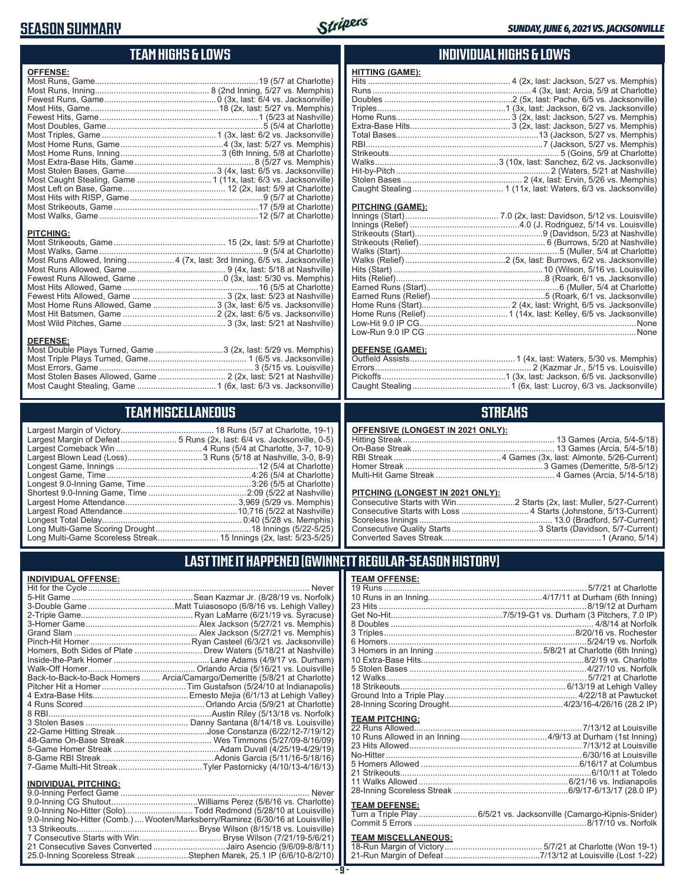# SEASON SUMMARY

*SUNDAY, JUNE 6, 2021 VS. JACKSONVILLE*

## TEAM HIGHS & LOWS

**OFFENSE:**

| | |
|---|---|
| Most Runs, Game | 19 (5/7 at Charlotte) |
| Most Runs, Inning | 8 (2nd Inning, 5/27 vs. Memphis) |
| Fewest Runs, Game | 0 (3x, last: 6/4 vs. Jacksonville) |
| Most Hits, Game | 18 (2x, last: 5/27 vs. Memphis) |
| Fewest Hits, Game | 1 (5/23 at Nashville) |
| Most Doubles, Game | 5 (5/4 at Charlotte) |
| Most Triples, Game | 1 (3x, last: 6/2 vs. Jacksonville) |
| Most Home Runs, Game | 4 (3x, last: 5/27 vs. Memphis) |
| Most Home Runs, Inning | 3 (6th Inning, 5/8 at Charlotte) |
| Most Extra-Base Hits, Game | 8 (5/27 vs. Memphis) |
| Most Stolen Bases, Game | 3 (4x, last: 6/5 vs. Jacksonville) |
| Most Caught Stealing, Game | 1 (11x, last: 6/3 vs. Jacksonville) |
| Most Left on Base, Game | 12 (2x, last: 5/9 at Charlotte) |
| Most Hits with RISP, Game | 9 (5/7 at Charlotte) |
| Most Strikeouts, Game | 17 (5/9 at Charlotte) |
| Most Walks, Game | 12 (5/7 at Charlotte) |

**PITCHING:**

| | |
|---|---|
| Most Strikeouts, Game | 15 (2x, last: 5/9 at Charlotte) |
| Most Walks, Game | 9 (5/4 at Charlotte) |
| Most Runs Allowed, Inning | 4 (7x, last: 3rd Inning, 6/5 vs. Jacksonville) |
| Most Runs Allowed, Game | 9 (4x, last: 5/18 at Nashville) |
| Fewest Runs Allowed, Game | 0 (3x, last: 5/30 vs. Memphis) |
| Most Hits Allowed, Game | 16 (5/5 at Charlotte) |
| Fewest Hits Allowed, Game | 3 (2x, last: 5/23 at Nashville) |
| Most Home Runs Allowed, Game | 3 (3x, last: 6/5 vs. Jacksonville) |
| Most Hit Batsmen, Game | 2 (2x, last: 6/5 vs. Jacksonville) |
| Most Wild Pitches, Game | 3 (3x, last: 5/21 at Nashville) |

**DEFENSE:**

| | |
|---|---|
| Most Double Plays Turned, Game | 3 (2x, last: 5/29 vs. Memphis) |
| Most Triple Plays Turned, Game | 1 (6/5 vs. Jacksonville) |
| Most Errors, Game | 3 (5/15 vs. Louisville) |
| Most Stolen Bases Allowed, Game | 2 (2x, last: 5/21 at Nashville) |
| Most Caught Stealing, Game | 1 (6x, last: 6/3 vs. Jacksonville) |

## INDIVIDUAL HIGHS & LOWS

**HITTING (GAME):**

| | |
|---|---|
| Hits | 4 (2x, last: Jackson, 5/27 vs. Memphis) |
| Runs | 4 (3x, last: Arcia, 5/9 at Charlotte) |
| Doubles | 2 (5x, last: Pache, 6/5 vs. Jacksonville) |
| Triples | 1 (3x, last: Jackson, 6/2 vs. Jacksonville) |
| Home Runs | 3 (2x, last: Jackson, 5/27 vs. Memphis) |
| Extra-Base Hits | 3 (2x, last: Jackson, 5/27 vs. Memphis) |
| Total Bases | 13 (Jackson, 5/27 vs. Memphis) |
| RBI | 7 (Jackson, 5/27 vs. Memphis) |
| Strikeouts | 5 (Goins, 5/9 at Charlotte) |
| Walks | 3 (10x, last: Sanchez, 6/2 vs. Jacksonville) |
| Hit-by-Pitch | 2 (Waters, 5/21 at Nashville) |
| Stolen Bases | 2 (4x, last: Ervin, 5/26 vs. Memphis) |
| Caught Stealing | 1 (11x, last: Waters, 6/3 vs. Jacksonville) |

**PITCHING (GAME):**

| | |
|---|---|
| Innings (Start) | 7.0 (2x, last: Davidson, 5/12 vs. Louisville) |
| Innings (Relief) | 4.0 (J. Rodriguez, 5/14 vs. Louisville) |
| Strikeouts (Start) | 9 (Davidson, 5/23 at Nashville) |
| Strikeouts (Relief) | 6 (Burrows, 5/20 at Nashville) |
| Walks (Start) | 5 (Muller, 5/4 at Charlotte) |
| Walks (Relief) | 2 (5x, last: Burrows, 6/2 vs. Jacksonville) |
| Hits (Start) | 10 (Wilson, 5/16 vs. Louisville) |
| Hits (Relief) | 8 (Roark, 6/1 vs. Jacksonville) |
| Earned Runs (Start) | 6 (Muller, 5/4 at Charlotte) |
| Earned Runs (Relief) | 5 (Roark, 6/1 vs. Jacksonville) |
| Home Runs (Start) | 2 (4x, last: Wright, 6/5 vs. Jacksonville) |
| Home Runs (Relief) | 1 (14x, last: Kelley, 6/5 vs. Jacksonville) |
| Low-Hit 9.0 IP CG | None |
| Low-Run 9.0 IP CG | None |

**DEFENSE (GAME):**

| | |
|---|---|
| Outfield Assists | 1 (4x, last: Waters, 5/30 vs. Memphis) |
| Errors | 2 (Kazmar Jr., 5/15 vs. Louisville) |
| Pickoffs | 1 (3x, last: Jackson, 6/5 vs. Jacksonville) |
| Caught Stealing | 1 (6x, last: Lucroy, 6/3 vs. Jacksonville) |

## TEAM MISCELLANEOUS

| | |
|---|---|
| Largest Margin of Victory | 18 Runs (5/7 at Charlotte, 19-1) |
| Largest Margin of Defeat | 5 Runs (2x, last: 6/4 vs. Jacksonville, 0-5) |
| Largest Comeback Win | 4 Runs (5/4 at Charlotte, 3-7, 10-9) |
| Largest Blown Lead (Loss) | 3 Runs (5/18 at Nashville, 3-0, 8-9) |
| Longest Game, Innings | 12 (5/4 at Charlotte) |
| Longest Game, Time | 4:26 (5/4 at Charlotte) |
| Longest 9.0-Inning Game, Time | 3:26 (5/5 at Charlotte) |
| Shortest 9.0-Inning Game, Time | 2:09 (5/22 at Nashville) |
| Largest Home Attendance | 3,969 (5/29 vs. Memphis) |
| Largest Road Attendance | 10,716 (5/22 at Nashville) |
| Longest Total Delay | 0:40 (5/28 vs. Memphis) |
| Long Multi-Game Scoring Drought | 18 Innings (5/22-5/25) |
| Long Multi-Game Scoreless Streak | 15 Innings (2x, last: 5/23-5/25) |

## STREAKS

**OFFENSIVE (LONGEST IN 2021 ONLY):**

| | |
|---|---|
| Hitting Streak | 13 Games (Arcia, 5/4-5/18) |
| On-Base Streak | 13 Games (Arcia, 5/4-5/18) |
| RBI Streak | 4 Games (3x, last: Almonte, 5/26-Current) |
| Homer Streak | 3 Games (Demeritte, 5/8-5/12) |
| Multi-Hit Game Streak | 4 Games (Arcia, 5/14-5/18) |

**PITCHING (LONGEST IN 2021 ONLY):**

| | |
|---|---|
| Consecutive Starts with Win | 2 Starts (2x, last: Muller, 5/27-Current) |
| Consecutive Starts with Loss | 4 Starts (Johnstone, 5/13-Current) |
| Scoreless Innings | 13.0 (Bradford, 5/7-Current) |
| Consecutive Quality Starts | 3 Starts (Davidson, 5/7-Current) |
| Converted Saves Streak | 1 (Arano, 5/14) |

## LAST TIME IT HAPPENED (GWINNETT REGULAR-SEASON HISTORY)

**INDIVIDUAL OFFENSE:**

| | |
|---|---|
| Hit for the Cycle | Never |
| 5-Hit Game | Sean Kazmar Jr. (8/28/19 vs. Norfolk) |
| 3-Double Game | Matt Tuiasosopo (6/8/16 vs. Lehigh Valley) |
| 2-Triple Game | Ryan LaMarre (6/21/19 vs. Syracuse) |
| 3-Homer Game | Alex Jackson (5/27/21 vs. Memphis) |
| Grand Slam | Alex Jackson (5/27/21 vs. Memphis) |
| Pinch-Hit Homer | Ryan Casteel (6/3/21 vs. Jacksonville) |
| Homers, Both Sides of Plate | Drew Waters (5/18/21 at Nashville) |
| Inside-the-Park Homer | Lane Adams (4/9/17 vs. Durham) |
| Walk-Off Homer | Orlando Arcia (5/16/21 vs. Louisville) |
| Back-to-Back-to-Back Homers | Arcia/Camargo/Demeritte (5/8/21 at Charlotte) |
| Pitcher Hit a Homer | Tim Gustafson (5/24/10 at Indianapolis) |
| 4 Extra-Base Hits | Ernesto Mejia (6/1/13 at Lehigh Valley) |
| 4 Runs Scored | Orlando Arcia (5/9/21 at Charlotte) |
| 8 RBI | Austin Riley (5/13/18 vs. Norfolk) |
| 3 Stolen Bases | Danny Santana (8/14/18 vs. Louisville) |
| 22-Game Hitting Streak | Jose Constanza (6/22/12-7/19/12) |
| 48-Game On-Base Streak | Wes Timmons (5/27/09-8/16/09) |
| 5-Game Homer Streak | Adam Duvall (4/25/19-4/29/19) |
| 8-Game RBI Streak | Adonis Garcia (5/11/16-5/18/16) |
| 7-Game Multi-Hit Streak | Tyler Pastornicky (4/10/13-4/16/13) |

**INDIVIDUAL PITCHING:**

| | |
|---|---|
| 9.0-Inning Perfect Game | Never |
| 9.0-Inning CG Shutout | Williams Perez (5/6/16 vs. Charlotte) |
| 9.0-Inning No-Hitter (Solo) | Todd Redmond (5/28/10 at Louisville) |
| 9.0-Inning No-Hitter (Comb.) | Wooten/Marksberry/Ramirez (6/30/16 at Louisville) |
| 13 Strikeouts | Bryse Wilson (8/15/18 vs. Louisville) |
| 7 Consecutive Starts with Win | Bryse Wilson (7/21/19-5/6/21) |
| 21 Consecutive Saves Converted | Jairo Asencio (9/6/09-8/8/11) |
| 25.0-Inning Scoreless Streak | Stephen Marek, 25.1 IP (6/6/10-8/2/10) |

**TEAM OFFENSE:**

| | |
|---|---|
| 19 Runs | 5/7/21 at Charlotte |
| 10 Runs in an Inning | 4/17/11 at Durham (6th Inning) |
| 23 Hits | 8/19/12 at Durham |
| Get No-Hit | 7/5/19-G1 vs. Durham (3 Pitchers, 7.0 IP) |
| 8 Doubles | 4/8/14 at Norfolk |
| 3 Triples | 8/20/16 vs. Rochester |
| 6 Homers | 5/24/19 vs. Norfolk |
| 3 Homers in an Inning | 5/8/21 at Charlotte (6th Inning) |
| 10 Extra-Base Hits | 8/2/19 vs. Charlotte |
| 5 Stolen Bases | 4/27/10 vs. Norfolk |
| 12 Walks | 5/7/21 at Charlotte |
| 18 Strikeouts | 6/13/19 at Lehigh Valley |
| Ground Into a Triple Play | 4/22/18 at Pawtucket |
| 28-Inning Scoring Drought | 4/23/16-4/26/16 (28.2 IP) |

**TEAM PITCHING:**

| | |
|---|---|
| 22 Runs Allowed | 7/13/12 at Louisville |
| 10 Runs Allowed in an Inning | 4/9/13 at Durham (1st Inning) |
| 23 Hits Allowed | 7/13/12 at Louisville |
| No-Hitter | 6/30/16 at Louisville |
| 5 Homers Allowed | 6/16/17 at Columbus |
| 21 Strikeouts | 6/10/11 at Toledo |
| 11 Walks Allowed | 6/21/16 vs. Indianapolis |
| 28-Inning Scoreless Streak | 6/9/17-6/13/17 (28.0 IP) |

**TEAM DEFENSE:**

| | |
|---|---|
| Turn a Triple Play | 6/5/21 vs. Jacksonville (Camargo-Kipnis-Snider) |
| Commit 5 Errors | 8/17/10 vs. Norfolk |

**TEAM MISCELLANEOUS:**

| | |
|---|---|
| 18-Run Margin of Victory | 5/7/21 at Charlotte (Won 19-1) |
| 21-Run Margin of Defeat | 7/13/12 at Louisville (Lost 1-22) |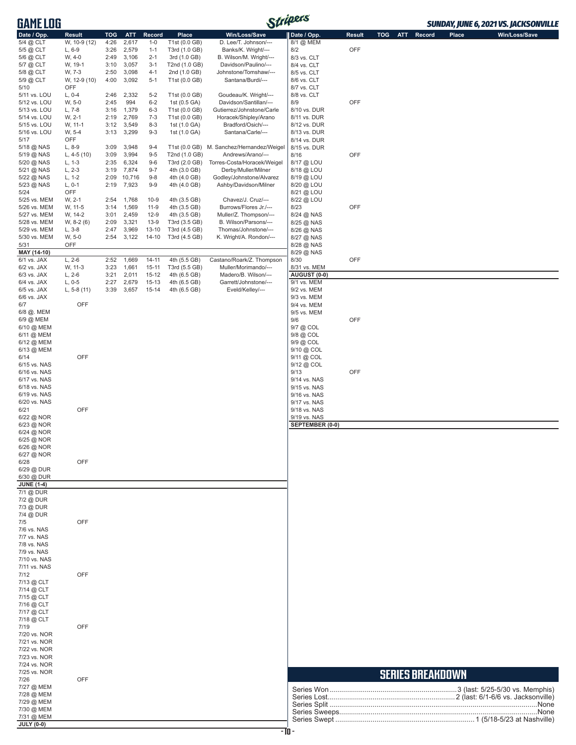# GAME LOG

*SUNDAY, JUNE 6, 2021 VS. JACKSONVILLE*

| Date / Opp. | Result | TOG | ATT | Record | Place | Win/Loss/Save |
|---|---|---|---|---|---|---|
| 5/4 @ CLT | W, 10-9 (12) | 4:26 | 2,617 | 1-0 | T1st (0.0 GB) | D. Lee/T. Johnson/--- |
| 5/5 @ CLT | L, 6-9 | 3:26 | 2,579 | 1-1 | T3rd (1.0 GB) | Banks/K. Wright/--- |
| 5/6 @ CLT | W, 4-0 | 2:49 | 3,106 | 2-1 | 3rd (1.0 GB) | B. Wilson/M. Wright/--- |
| 5/7 @ CLT | W, 19-1 | 3:10 | 3,057 | 3-1 | T2nd (1.0 GB) | Davidson/Paulino/--- |
| 5/8 @ CLT | W, 7-3 | 2:50 | 3,098 | 4-1 | 2nd (1.0 GB) | Johnstone/Tomshaw/--- |
| 5/9 @ CLT | W, 12-9 (10) | 4:00 | 3,092 | 5-1 | T1st (0.0 GB) | Santana/Burdi/--- |
| 5/10 | OFF | | | | | |
| 5/11 vs. LOU | L, 0-4 | 2:46 | 2,332 | 5-2 | T1st (0.0 GB) | Goudeau/K. Wright/--- |
| 5/12 vs. LOU | W, 5-0 | 2:45 | 994 | 6-2 | 1st (0.5 GA) | Davidson/Santillan/--- |
| 5/13 vs. LOU | L, 7-8 | 3:16 | 1,379 | 6-3 | T1st (0.0 GB) | Gutierrez/Johnstone/Carle |
| 5/14 vs. LOU | W, 2-1 | 2:19 | 2,769 | 7-3 | T1st (0.0 GB) | Horacek/Shipley/Arano |
| 5/15 vs. LOU | W, 11-1 | 3:12 | 3,549 | 8-3 | 1st (1.0 GA) | Bradford/Osich/--- |
| 5/16 vs. LOU | W, 5-4 | 3:13 | 3,299 | 9-3 | 1st (1.0 GA) | Santana/Carle/--- |
| 5/17 | OFF | | | | | |
| 5/18 @ NAS | L, 8-9 | 3:09 | 3,948 | 9-4 | T1st (0.0 GB) | M. Sanchez/Hernandez/Weigel |
| 5/19 @ NAS | L, 4-5 (10) | 3:09 | 3,994 | 9-5 | T2nd (1.0 GB) | Andrews/Arano/--- |
| 5/20 @ NAS | L, 1-3 | 2:35 | 6,324 | 9-6 | T3rd (2.0 GB) | Torres-Costa/Horacek/Weigel |
| 5/21 @ NAS | L, 2-3 | 3:19 | 7,874 | 9-7 | 4th (3.0 GB) | Derby/Muller/Milner |
| 5/22 @ NAS | L, 1-2 | 2:09 | 10,716 | 9-8 | 4th (4.0 GB) | Godley/Johnstone/Alvarez |
| 5/23 @ NAS | L, 0-1 | 2:19 | 7,923 | 9-9 | 4th (4.0 GB) | Ashby/Davidson/Milner |
| 5/24 | OFF | | | | | |
| 5/25 vs. MEM | W, 2-1 | 2:54 | 1,768 | 10-9 | 4th (3.5 GB) | Chavez/J. Cruz/--- |
| 5/26 vs. MEM | W, 11-5 | 3:14 | 1,569 | 11-9 | 4th (3.5 GB) | Burrows/Flores Jr./--- |
| 5/27 vs. MEM | W, 14-2 | 3:01 | 2,459 | 12-9 | 4th (3.5 GB) | Muller/Z. Thompson/--- |
| 5/28 vs. MEM | W, 8-2 (6) | 2:09 | 3,321 | 13-9 | T3rd (3.5 GB) | B. Wilson/Parsons/--- |
| 5/29 vs. MEM | L, 3-8 | 2:47 | 3,969 | 13-10 | T3rd (4.5 GB) | Thomas/Johnstone/--- |
| 5/30 vs. MEM | W, 5-0 | 2:54 | 3,122 | 14-10 | T3rd (4.5 GB) | K. Wright/A. Rondon/--- |
| 5/31 | OFF | | | | | |
| **MAY (14-10)** | | | | | | |
| 6/1 vs. JAX | L, 2-6 | 2:52 | 1,669 | 14-11 | 4th (5.5 GB) | Castano/Roark/Z. Thompson |
| 6/2 vs. JAX | W, 11-3 | 3:23 | 1,661 | 15-11 | T3rd (5.5 GB) | Muller/Morimando/--- |
| 6/3 vs. JAX | L, 2-6 | 3:21 | 2,011 | 15-12 | 4th (6.5 GB) | Madero/B. Wilson/--- |
| 6/4 vs. JAX | L, 0-5 | 2:27 | 2,679 | 15-13 | 4th (6.5 GB) | Garrett/Johnstone/--- |
| 6/5 vs. JAX | L, 5-8 (11) | 3:39 | 3,657 | 15-14 | 4th (6.5 GB) | Eveld/Kelley/--- |
| 6/6 vs. JAX | | | | | | |
| 6/7 | OFF | | | | | |
| 6/8 @. MEM | | | | | | |
| 6/9 @ MEM | | | | | | |
| 6/10 @ MEM | | | | | | |
| 6/11 @ MEM | | | | | | |
| 6/12 @ MEM | | | | | | |
| 6/13 @ MEM | | | | | | |
| 6/14 | OFF | | | | | |
| 6/15 vs. NAS | | | | | | |
| 6/16 vs. NAS | | | | | | |
| 6/17 vs. NAS | | | | | | |
| 6/18 vs. NAS | | | | | | |
| 6/19 vs. NAS | | | | | | |
| 6/20 vs. NAS | | | | | | |
| 6/21 | OFF | | | | | |
| 6/22 @ NOR | | | | | | |
| 6/23 @ NOR | | | | | | |
| 6/24 @ NOR | | | | | | |
| 6/25 @ NOR | | | | | | |
| 6/26 @ NOR | | | | | | |
| 6/27 @ NOR | | | | | | |
| 6/28 | OFF | | | | | |
| 6/29 @ DUR | | | | | | |
| 6/30 @ DUR | | | | | | |
| **JUNE (1-4)** | | | | | | |
| 7/1 @ DUR | | | | | | |
| 7/2 @ DUR | | | | | | |
| 7/3 @ DUR | | | | | | |
| 7/4 @ DUR | | | | | | |
| 7/5 | OFF | | | | | |
| 7/6 vs. NAS | | | | | | |
| 7/7 vs. NAS | | | | | | |
| 7/8 vs. NAS | | | | | | |
| 7/9 vs. NAS | | | | | | |
| 7/10 vs. NAS | | | | | | |
| 7/11 vs. NAS | | | | | | |
| 7/12 | OFF | | | | | |
| 7/13 @ CLT | | | | | | |
| 7/14 @ CLT | | | | | | |
| 7/15 @ CLT | | | | | | |
| 7/16 @ CLT | | | | | | |
| 7/17 @ CLT | | | | | | |
| 7/18 @ CLT | | | | | | |
| 7/19 | OFF | | | | | |
| 7/20 vs. NOR | | | | | | |
| 7/21 vs. NOR | | | | | | |
| 7/22 vs. NOR | | | | | | |
| 7/23 vs. NOR | | | | | | |
| 7/24 vs. NOR | | | | | | |
| 7/25 vs. NOR | | | | | | |
| 7/26 | OFF | | | | | |
| 7/27 @ MEM | | | | | | |
| 7/28 @ MEM | | | | | | |
| 7/29 @ MEM | | | | | | |
| 7/30 @ MEM | | | | | | |
| 7/31 @ MEM | | | | | | |
| **JULY (0-0)** | | | | | | |
| 8/1 @ MEM | | | | | | |
| 8/2 | OFF | | | | | |
| 8/3 vs. CLT | | | | | | |
| 8/4 vs. CLT | | | | | | |
| 8/5 vs. CLT | | | | | | |
| 8/6 vs. CLT | | | | | | |
| 8/7 vs. CLT | | | | | | |
| 8/8 vs. CLT | | | | | | |
| 8/9 | OFF | | | | | |
| 8/10 vs. DUR | | | | | | |
| 8/11 vs. DUR | | | | | | |
| 8/12 vs. DUR | | | | | | |
| 8/13 vs. DUR | | | | | | |
| 8/14 vs. DUR | | | | | | |
| 8/15 vs. DUR | | | | | | |
| 8/16 | OFF | | | | | |
| 8/17 @ LOU | | | | | | |
| 8/18 @ LOU | | | | | | |
| 8/19 @ LOU | | | | | | |
| 8/20 @ LOU | | | | | | |
| 8/21 @ LOU | | | | | | |
| 8/22 @ LOU | | | | | | |
| 8/23 | OFF | | | | | |
| 8/24 @ NAS | | | | | | |
| 8/25 @ NAS | | | | | | |
| 8/26 @ NAS | | | | | | |
| 8/27 @ NAS | | | | | | |
| 8/28 @ NAS | | | | | | |
| 8/29 @ NAS | | | | | | |
| 8/30 | OFF | | | | | |
| 8/31 vs. MEM | | | | | | |
| **AUGUST (0-0)** | | | | | | |
| 9/1 vs. MEM | | | | | | |
| 9/2 vs. MEM | | | | | | |
| 9/3 vs. MEM | | | | | | |
| 9/4 vs. MEM | | | | | | |
| 9/5 vs. MEM | | | | | | |
| 9/6 | OFF | | | | | |
| 9/7 @ COL | | | | | | |
| 9/8 @ COL | | | | | | |
| 9/9 @ COL | | | | | | |
| 9/10 @ COL | | | | | | |
| 9/11 @ COL | | | | | | |
| 9/12 @ COL | | | | | | |
| 9/13 | OFF | | | | | |
| 9/14 vs. NAS | | | | | | |
| 9/15 vs. NAS | | | | | | |
| 9/16 vs. NAS | | | | | | |
| 9/17 vs. NAS | | | | | | |
| 9/18 vs. NAS | | | | | | |
| 9/19 vs. NAS | | | | | | |
| **SEPTEMBER (0-0)** | | | | | | |

## SERIES BREAKDOWN

Series Won....3 (last: 5/25-5/30 vs. Memphis)
Series Lost....2 (last: 6/1-6/6 vs. Jacksonville)
Series Split....None
Series Sweeps....None
Series Swept....1 (5/18-5/23 at Nashville)